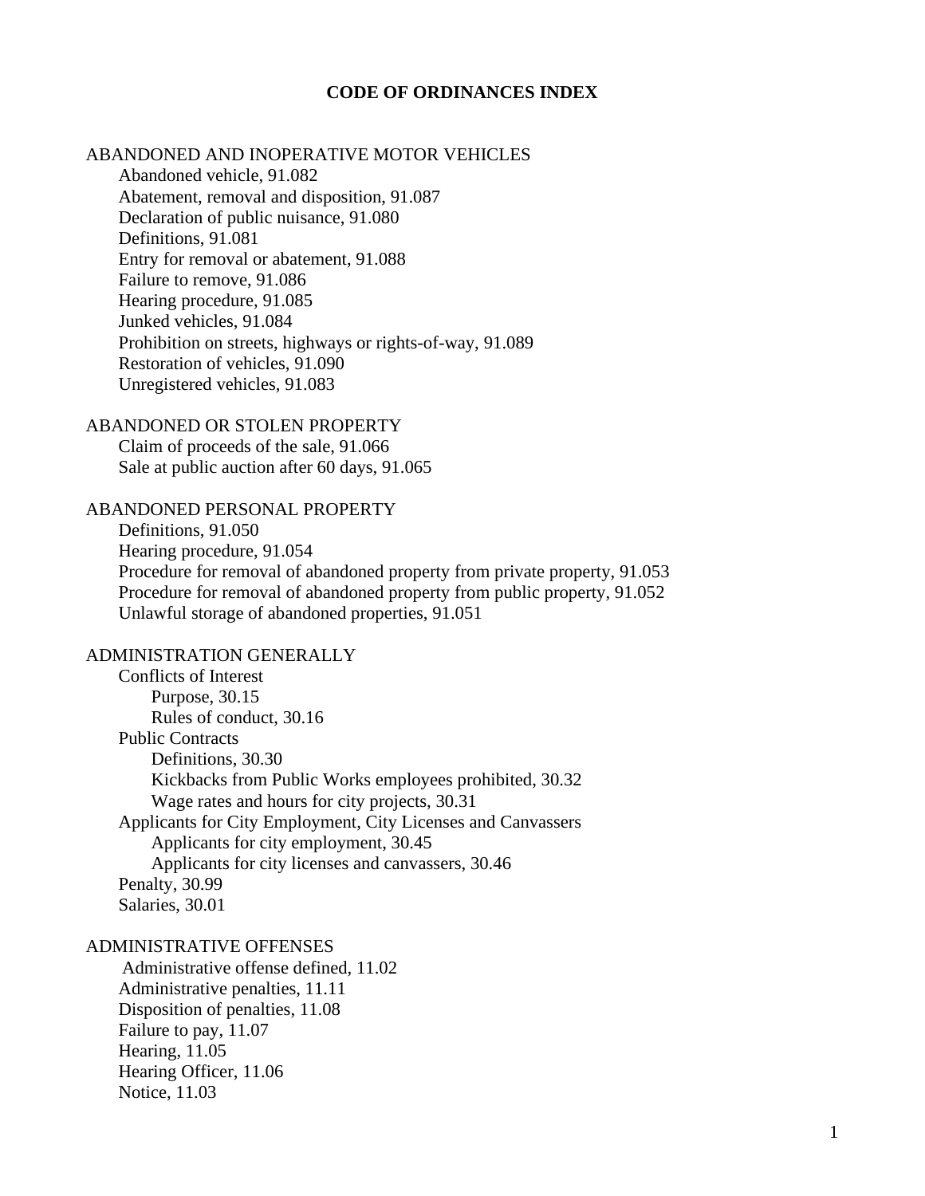# CODE OF ORDINANCES INDEX

ABANDONED AND INOPERATIVE MOTOR VEHICLES
- Abandoned vehicle, 91.082
- Abatement, removal and disposition, 91.087
- Declaration of public nuisance, 91.080
- Definitions, 91.081
- Entry for removal or abatement, 91.088
- Failure to remove, 91.086
- Hearing procedure, 91.085
- Junked vehicles, 91.084
- Prohibition on streets, highways or rights-of-way, 91.089
- Restoration of vehicles, 91.090
- Unregistered vehicles, 91.083

ABANDONED OR STOLEN PROPERTY
- Claim of proceeds of the sale, 91.066
- Sale at public auction after 60 days, 91.065

ABANDONED PERSONAL PROPERTY
- Definitions, 91.050
- Hearing procedure, 91.054
- Procedure for removal of abandoned property from private property, 91.053
- Procedure for removal of abandoned property from public property, 91.052
- Unlawful storage of abandoned properties, 91.051

ADMINISTRATION GENERALLY
- Conflicts of Interest
  - Purpose, 30.15
  - Rules of conduct, 30.16
- Public Contracts
  - Definitions, 30.30
  - Kickbacks from Public Works employees prohibited, 30.32
  - Wage rates and hours for city projects, 30.31
- Applicants for City Employment, City Licenses and Canvassers
  - Applicants for city employment, 30.45
  - Applicants for city licenses and canvassers, 30.46
- Penalty, 30.99
- Salaries, 30.01

ADMINISTRATIVE OFFENSES
- Administrative offense defined, 11.02
- Administrative penalties, 11.11
- Disposition of penalties, 11.08
- Failure to pay, 11.07
- Hearing, 11.05
- Hearing Officer, 11.06
- Notice, 11.03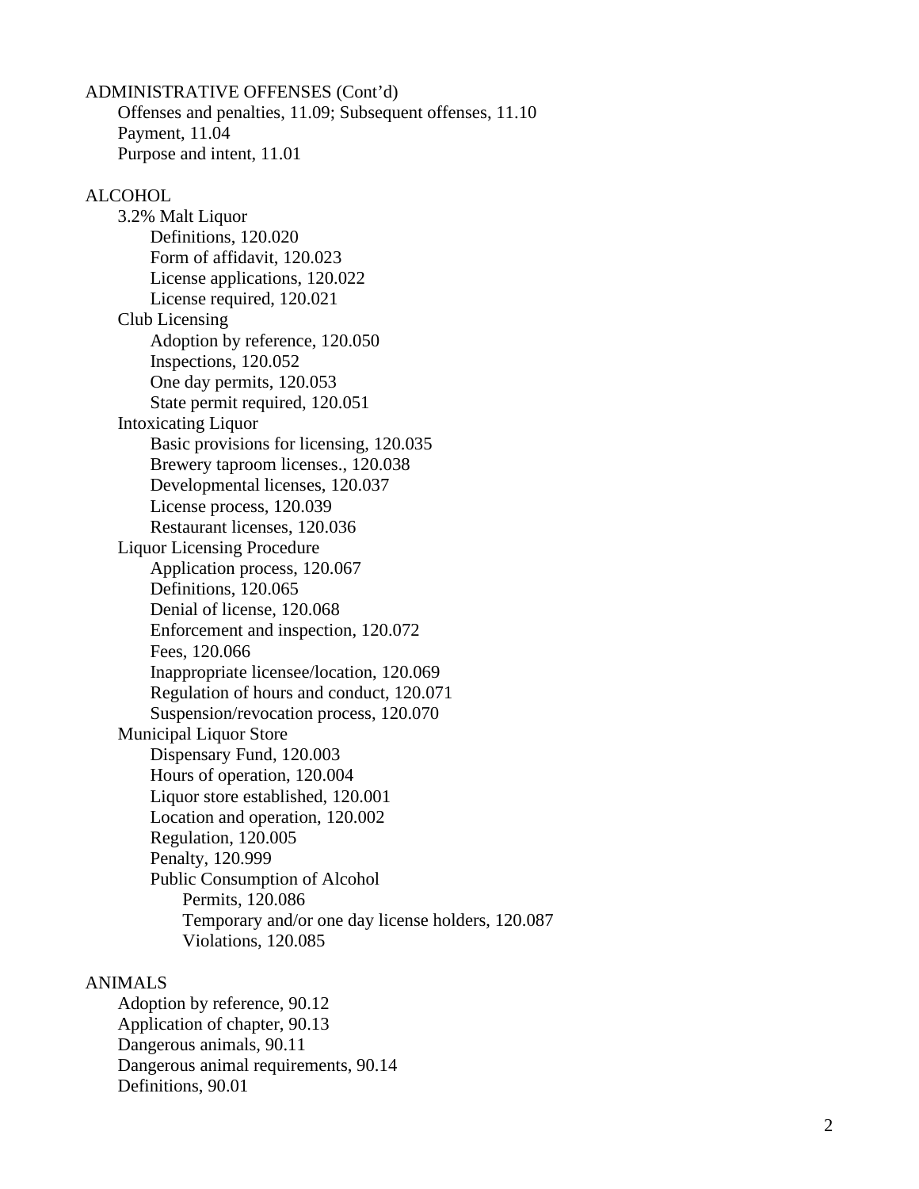ADMINISTRATIVE OFFENSES (Cont'd)
- Offenses and penalties, 11.09; Subsequent offenses, 11.10
- Payment, 11.04
- Purpose and intent, 11.01

ALCOHOL
- 3.2% Malt Liquor
  - Definitions, 120.020
  - Form of affidavit, 120.023
  - License applications, 120.022
  - License required, 120.021
- Club Licensing
  - Adoption by reference, 120.050
  - Inspections, 120.052
  - One day permits, 120.053
  - State permit required, 120.051
- Intoxicating Liquor
  - Basic provisions for licensing, 120.035
  - Brewery taproom licenses., 120.038
  - Developmental licenses, 120.037
  - License process, 120.039
  - Restaurant licenses, 120.036
- Liquor Licensing Procedure
  - Application process, 120.067
  - Definitions, 120.065
  - Denial of license, 120.068
  - Enforcement and inspection, 120.072
  - Fees, 120.066
  - Inappropriate licensee/location, 120.069
  - Regulation of hours and conduct, 120.071
  - Suspension/revocation process, 120.070
- Municipal Liquor Store
  - Dispensary Fund, 120.003
  - Hours of operation, 120.004
  - Liquor store established, 120.001
  - Location and operation, 120.002
  - Regulation, 120.005
  - Penalty, 120.999
  - Public Consumption of Alcohol
    - Permits, 120.086
    - Temporary and/or one day license holders, 120.087
    - Violations, 120.085

ANIMALS
- Adoption by reference, 90.12
- Application of chapter, 90.13
- Dangerous animals, 90.11
- Dangerous animal requirements, 90.14
- Definitions, 90.01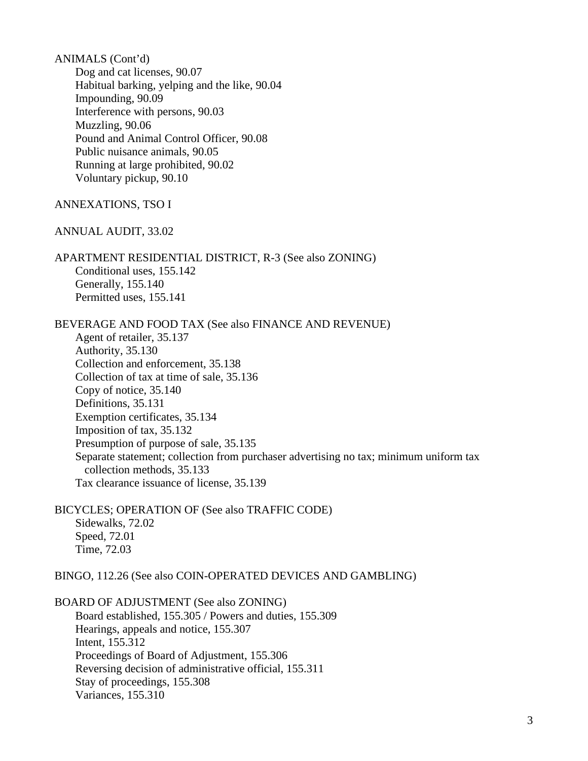ANIMALS (Cont'd)

- Dog and cat licenses, 90.07
- Habitual barking, yelping and the like, 90.04
- Impounding, 90.09
- Interference with persons, 90.03
- Muzzling, 90.06
- Pound and Animal Control Officer, 90.08
- Public nuisance animals, 90.05
- Running at large prohibited, 90.02
- Voluntary pickup, 90.10

ANNEXATIONS, TSO I

ANNUAL AUDIT, 33.02

APARTMENT RESIDENTIAL DISTRICT, R-3 (See also ZONING)

- Conditional uses, 155.142
- Generally, 155.140
- Permitted uses, 155.141

BEVERAGE AND FOOD TAX (See also FINANCE AND REVENUE)

- Agent of retailer, 35.137
- Authority, 35.130
- Collection and enforcement, 35.138
- Collection of tax at time of sale, 35.136
- Copy of notice, 35.140
- Definitions, 35.131
- Exemption certificates, 35.134
- Imposition of tax, 35.132
- Presumption of purpose of sale, 35.135
- Separate statement; collection from purchaser advertising no tax; minimum uniform tax collection methods, 35.133
- Tax clearance issuance of license, 35.139

BICYCLES; OPERATION OF (See also TRAFFIC CODE)

- Sidewalks, 72.02
- Speed, 72.01
- Time, 72.03

BINGO, 112.26 (See also COIN-OPERATED DEVICES AND GAMBLING)

BOARD OF ADJUSTMENT (See also ZONING)

- Board established, 155.305 / Powers and duties, 155.309
- Hearings, appeals and notice, 155.307
- Intent, 155.312
- Proceedings of Board of Adjustment, 155.306
- Reversing decision of administrative official, 155.311
- Stay of proceedings, 155.308
- Variances, 155.310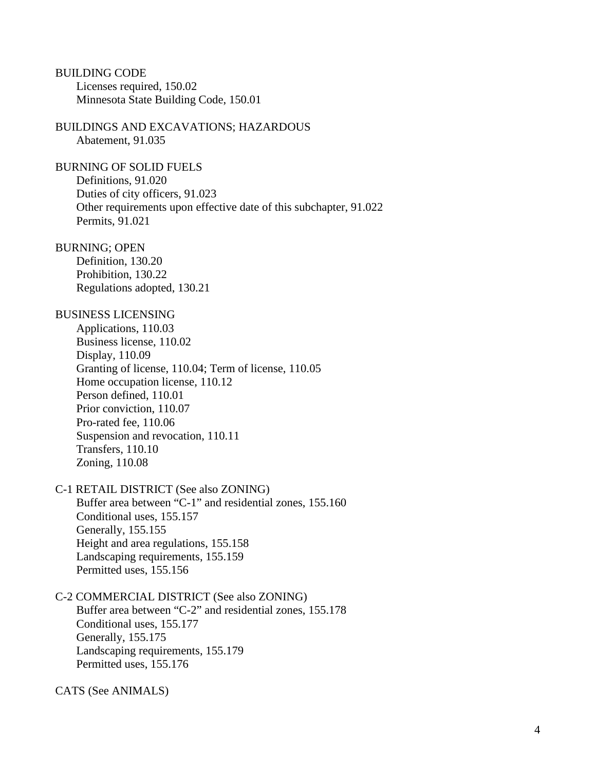BUILDING CODE
- Licenses required, 150.02
- Minnesota State Building Code, 150.01

BUILDINGS AND EXCAVATIONS; HAZARDOUS
- Abatement, 91.035

BURNING OF SOLID FUELS
- Definitions, 91.020
- Duties of city officers, 91.023
- Other requirements upon effective date of this subchapter, 91.022
- Permits, 91.021

BURNING; OPEN
- Definition, 130.20
- Prohibition, 130.22
- Regulations adopted, 130.21

BUSINESS LICENSING
- Applications, 110.03
- Business license, 110.02
- Display, 110.09
- Granting of license, 110.04; Term of license, 110.05
- Home occupation license, 110.12
- Person defined, 110.01
- Prior conviction, 110.07
- Pro-rated fee, 110.06
- Suspension and revocation, 110.11
- Transfers, 110.10
- Zoning, 110.08

C-1 RETAIL DISTRICT (See also ZONING)
- Buffer area between “C-1” and residential zones, 155.160
- Conditional uses, 155.157
- Generally, 155.155
- Height and area regulations, 155.158
- Landscaping requirements, 155.159
- Permitted uses, 155.156

C-2 COMMERCIAL DISTRICT (See also ZONING)
- Buffer area between “C-2” and residential zones, 155.178
- Conditional uses, 155.177
- Generally, 155.175
- Landscaping requirements, 155.179
- Permitted uses, 155.176

CATS (See ANIMALS)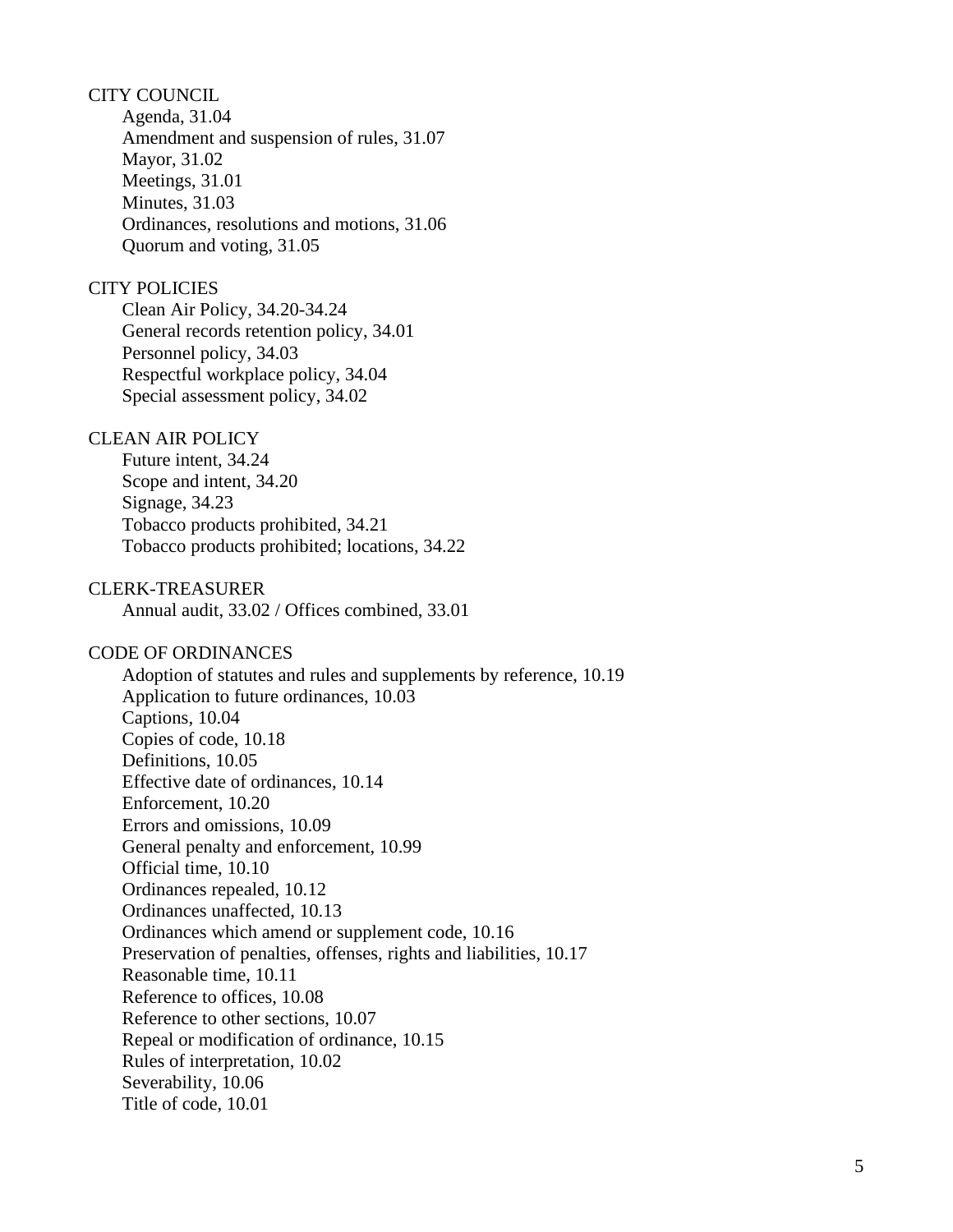CITY COUNCIL

- Agenda, 31.04
- Amendment and suspension of rules, 31.07
- Mayor, 31.02
- Meetings, 31.01
- Minutes, 31.03
- Ordinances, resolutions and motions, 31.06
- Quorum and voting, 31.05

CITY POLICIES

- Clean Air Policy, 34.20-34.24
- General records retention policy, 34.01
- Personnel policy, 34.03
- Respectful workplace policy, 34.04
- Special assessment policy, 34.02

CLEAN AIR POLICY

- Future intent, 34.24
- Scope and intent, 34.20
- Signage, 34.23
- Tobacco products prohibited, 34.21
- Tobacco products prohibited; locations, 34.22

CLERK-TREASURER

- Annual audit, 33.02 / Offices combined, 33.01

CODE OF ORDINANCES

- Adoption of statutes and rules and supplements by reference, 10.19
- Application to future ordinances, 10.03
- Captions, 10.04
- Copies of code, 10.18
- Definitions, 10.05
- Effective date of ordinances, 10.14
- Enforcement, 10.20
- Errors and omissions, 10.09
- General penalty and enforcement, 10.99
- Official time, 10.10
- Ordinances repealed, 10.12
- Ordinances unaffected, 10.13
- Ordinances which amend or supplement code, 10.16
- Preservation of penalties, offenses, rights and liabilities, 10.17
- Reasonable time, 10.11
- Reference to offices, 10.08
- Reference to other sections, 10.07
- Repeal or modification of ordinance, 10.15
- Rules of interpretation, 10.02
- Severability, 10.06
- Title of code, 10.01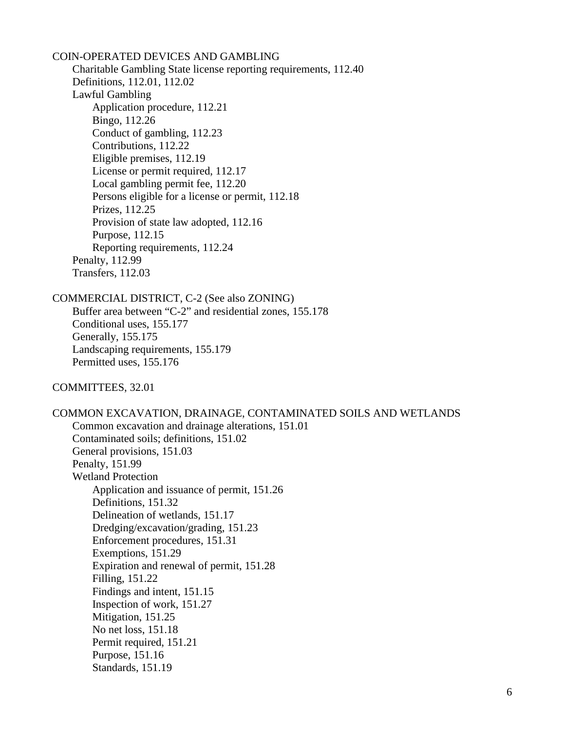COIN-OPERATED DEVICES AND GAMBLING

- Charitable Gambling State license reporting requirements, 112.40
- Definitions, 112.01, 112.02
- Lawful Gambling
  - Application procedure, 112.21
  - Bingo, 112.26
  - Conduct of gambling, 112.23
  - Contributions, 112.22
  - Eligible premises, 112.19
  - License or permit required, 112.17
  - Local gambling permit fee, 112.20
  - Persons eligible for a license or permit, 112.18
  - Prizes, 112.25
  - Provision of state law adopted, 112.16
  - Purpose, 112.15
  - Reporting requirements, 112.24
- Penalty, 112.99
- Transfers, 112.03

COMMERCIAL DISTRICT, C-2 (See also ZONING)

- Buffer area between “C-2” and residential zones, 155.178
- Conditional uses, 155.177
- Generally, 155.175
- Landscaping requirements, 155.179
- Permitted uses, 155.176

COMMITTEES, 32.01

COMMON EXCAVATION, DRAINAGE, CONTAMINATED SOILS AND WETLANDS

- Common excavation and drainage alterations, 151.01
- Contaminated soils; definitions, 151.02
- General provisions, 151.03
- Penalty, 151.99
- Wetland Protection
  - Application and issuance of permit, 151.26
  - Definitions, 151.32
  - Delineation of wetlands, 151.17
  - Dredging/excavation/grading, 151.23
  - Enforcement procedures, 151.31
  - Exemptions, 151.29
  - Expiration and renewal of permit, 151.28
  - Filling, 151.22
  - Findings and intent, 151.15
  - Inspection of work, 151.27
  - Mitigation, 151.25
  - No net loss, 151.18
  - Permit required, 151.21
  - Purpose, 151.16
  - Standards, 151.19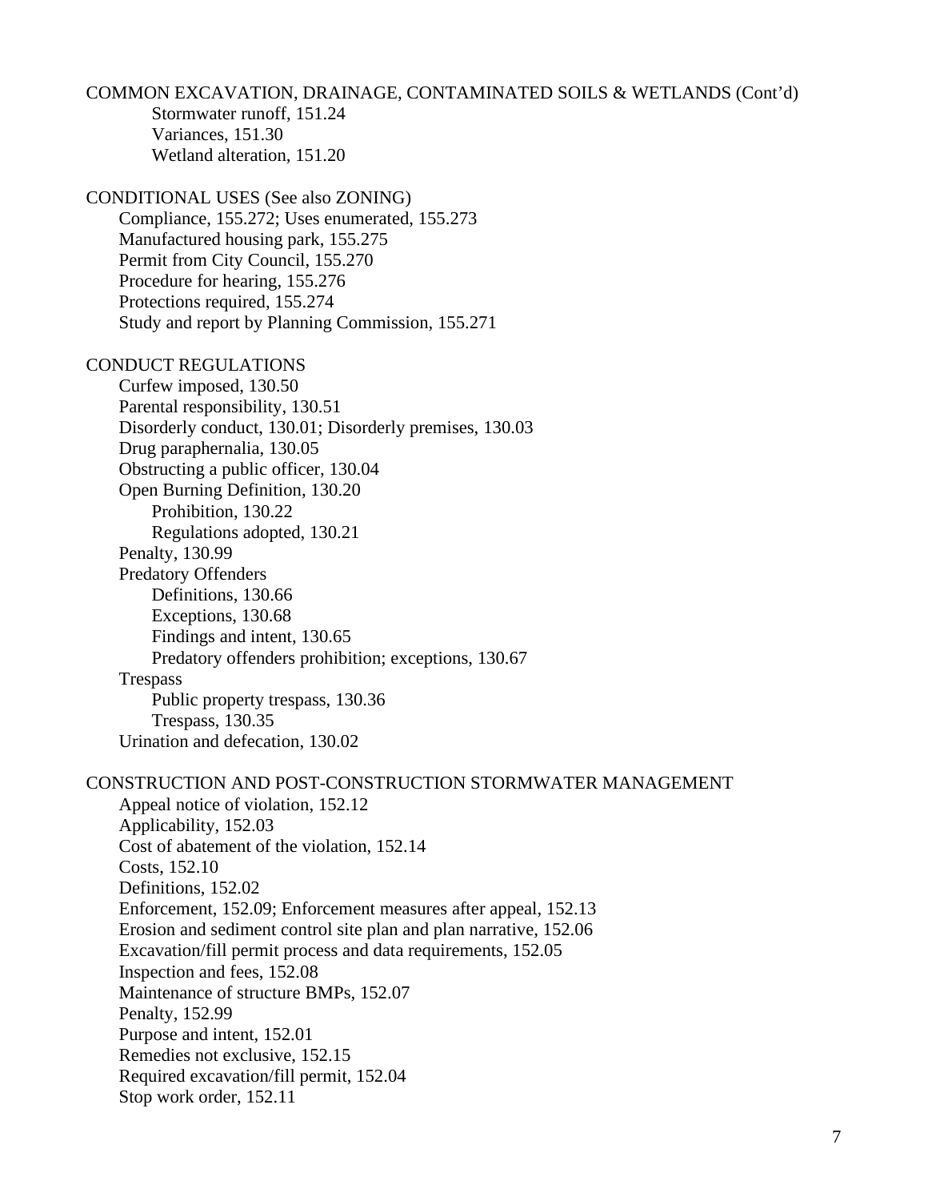COMMON EXCAVATION, DRAINAGE, CONTAMINATED SOILS & WETLANDS (Cont'd)
- Stormwater runoff, 151.24
- Variances, 151.30
- Wetland alteration, 151.20

CONDITIONAL USES (See also ZONING)
- Compliance, 155.272; Uses enumerated, 155.273
- Manufactured housing park, 155.275
- Permit from City Council, 155.270
- Procedure for hearing, 155.276
- Protections required, 155.274
- Study and report by Planning Commission, 155.271

CONDUCT REGULATIONS
- Curfew imposed, 130.50
- Parental responsibility, 130.51
- Disorderly conduct, 130.01; Disorderly premises, 130.03
- Drug paraphernalia, 130.05
- Obstructing a public officer, 130.04
- Open Burning Definition, 130.20
  - Prohibition, 130.22
  - Regulations adopted, 130.21
- Penalty, 130.99
- Predatory Offenders
  - Definitions, 130.66
  - Exceptions, 130.68
  - Findings and intent, 130.65
  - Predatory offenders prohibition; exceptions, 130.67
- Trespass
  - Public property trespass, 130.36
  - Trespass, 130.35
- Urination and defecation, 130.02

CONSTRUCTION AND POST-CONSTRUCTION STORMWATER MANAGEMENT
- Appeal notice of violation, 152.12
- Applicability, 152.03
- Cost of abatement of the violation, 152.14
- Costs, 152.10
- Definitions, 152.02
- Enforcement, 152.09; Enforcement measures after appeal, 152.13
- Erosion and sediment control site plan and plan narrative, 152.06
- Excavation/fill permit process and data requirements, 152.05
- Inspection and fees, 152.08
- Maintenance of structure BMPs, 152.07
- Penalty, 152.99
- Purpose and intent, 152.01
- Remedies not exclusive, 152.15
- Required excavation/fill permit, 152.04
- Stop work order, 152.11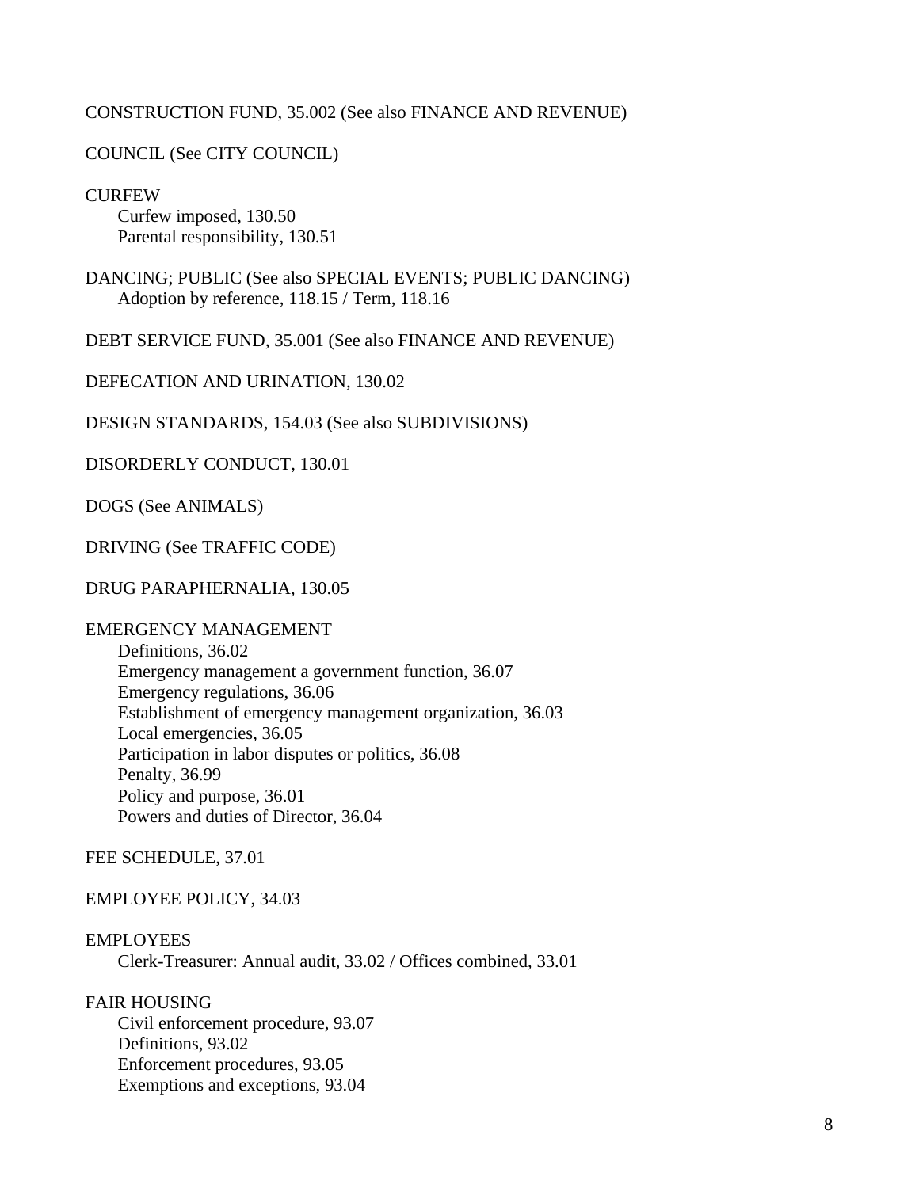CONSTRUCTION FUND, 35.002 (See also FINANCE AND REVENUE)

COUNCIL (See CITY COUNCIL)

CURFEW
- Curfew imposed, 130.50
- Parental responsibility, 130.51

DANCING; PUBLIC (See also SPECIAL EVENTS; PUBLIC DANCING)
- Adoption by reference, 118.15 / Term, 118.16

DEBT SERVICE FUND, 35.001 (See also FINANCE AND REVENUE)

DEFECATION AND URINATION, 130.02

DESIGN STANDARDS, 154.03 (See also SUBDIVISIONS)

DISORDERLY CONDUCT, 130.01

DOGS (See ANIMALS)

DRIVING (See TRAFFIC CODE)

DRUG PARAPHERNALIA, 130.05

EMERGENCY MANAGEMENT
- Definitions, 36.02
- Emergency management a government function, 36.07
- Emergency regulations, 36.06
- Establishment of emergency management organization, 36.03
- Local emergencies, 36.05
- Participation in labor disputes or politics, 36.08
- Penalty, 36.99
- Policy and purpose, 36.01
- Powers and duties of Director, 36.04

FEE SCHEDULE, 37.01

EMPLOYEE POLICY, 34.03

EMPLOYEES
- Clerk-Treasurer: Annual audit, 33.02 / Offices combined, 33.01

FAIR HOUSING
- Civil enforcement procedure, 93.07
- Definitions, 93.02
- Enforcement procedures, 93.05
- Exemptions and exceptions, 93.04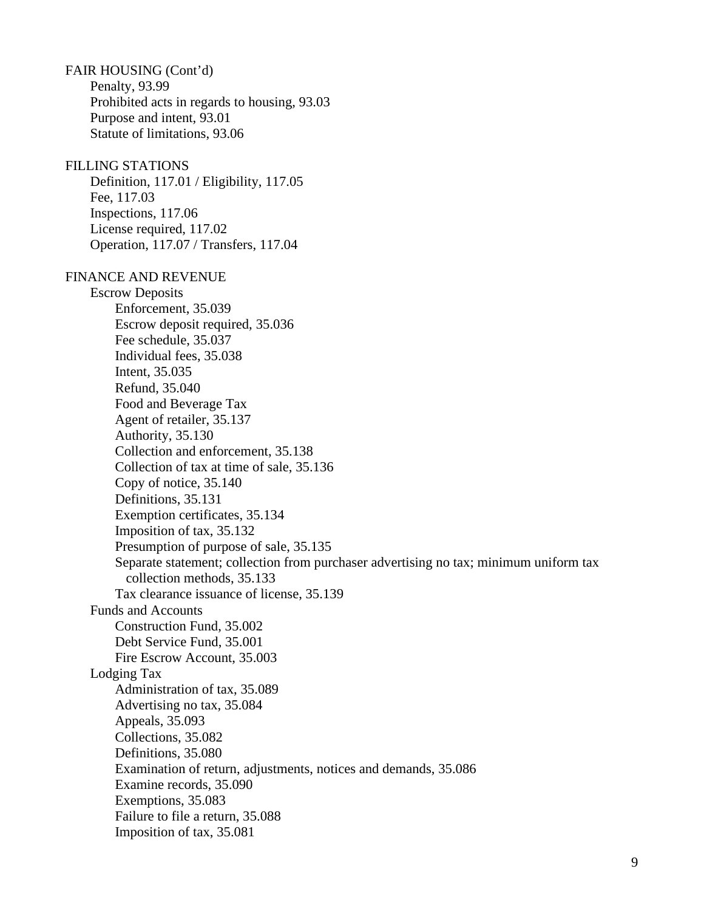FAIR HOUSING (Cont'd)

- Penalty, 93.99
- Prohibited acts in regards to housing, 93.03
- Purpose and intent, 93.01
- Statute of limitations, 93.06

FILLING STATIONS

- Definition, 117.01 / Eligibility, 117.05
- Fee, 117.03
- Inspections, 117.06
- License required, 117.02
- Operation, 117.07 / Transfers, 117.04

FINANCE AND REVENUE

- Escrow Deposits
  - Enforcement, 35.039
  - Escrow deposit required, 35.036
  - Fee schedule, 35.037
  - Individual fees, 35.038
  - Intent, 35.035
  - Refund, 35.040
  - Food and Beverage Tax
  - Agent of retailer, 35.137
  - Authority, 35.130
  - Collection and enforcement, 35.138
  - Collection of tax at time of sale, 35.136
  - Copy of notice, 35.140
  - Definitions, 35.131
  - Exemption certificates, 35.134
  - Imposition of tax, 35.132
  - Presumption of purpose of sale, 35.135
  - Separate statement; collection from purchaser advertising no tax; minimum uniform tax collection methods, 35.133
  - Tax clearance issuance of license, 35.139
- Funds and Accounts
  - Construction Fund, 35.002
  - Debt Service Fund, 35.001
  - Fire Escrow Account, 35.003
- Lodging Tax
  - Administration of tax, 35.089
  - Advertising no tax, 35.084
  - Appeals, 35.093
  - Collections, 35.082
  - Definitions, 35.080
  - Examination of return, adjustments, notices and demands, 35.086
  - Examine records, 35.090
  - Exemptions, 35.083
  - Failure to file a return, 35.088
  - Imposition of tax, 35.081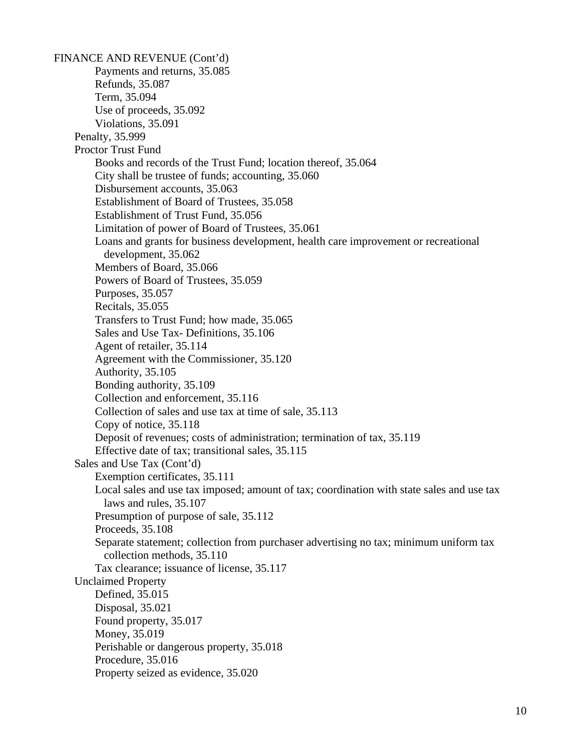FINANCE AND REVENUE (Cont'd)

- Payments and returns, 35.085
- Refunds, 35.087
- Term, 35.094
- Use of proceeds, 35.092
- Violations, 35.091

Penalty, 35.999

Proctor Trust Fund

- Books and records of the Trust Fund; location thereof, 35.064
- City shall be trustee of funds; accounting, 35.060
- Disbursement accounts, 35.063
- Establishment of Board of Trustees, 35.058
- Establishment of Trust Fund, 35.056
- Limitation of power of Board of Trustees, 35.061
- Loans and grants for business development, health care improvement or recreational development, 35.062
- Members of Board, 35.066
- Powers of Board of Trustees, 35.059
- Purposes, 35.057
- Recitals, 35.055
- Transfers to Trust Fund; how made, 35.065
- Sales and Use Tax- Definitions, 35.106
- Agent of retailer, 35.114
- Agreement with the Commissioner, 35.120
- Authority, 35.105
- Bonding authority, 35.109
- Collection and enforcement, 35.116
- Collection of sales and use tax at time of sale, 35.113
- Copy of notice, 35.118
- Deposit of revenues; costs of administration; termination of tax, 35.119
- Effective date of tax; transitional sales, 35.115

Sales and Use Tax (Cont'd)

- Exemption certificates, 35.111
- Local sales and use tax imposed; amount of tax; coordination with state sales and use tax laws and rules, 35.107
- Presumption of purpose of sale, 35.112
- Proceeds, 35.108
- Separate statement; collection from purchaser advertising no tax; minimum uniform tax collection methods, 35.110
- Tax clearance; issuance of license, 35.117

Unclaimed Property

- Defined, 35.015
- Disposal, 35.021
- Found property, 35.017
- Money, 35.019
- Perishable or dangerous property, 35.018
- Procedure, 35.016
- Property seized as evidence, 35.020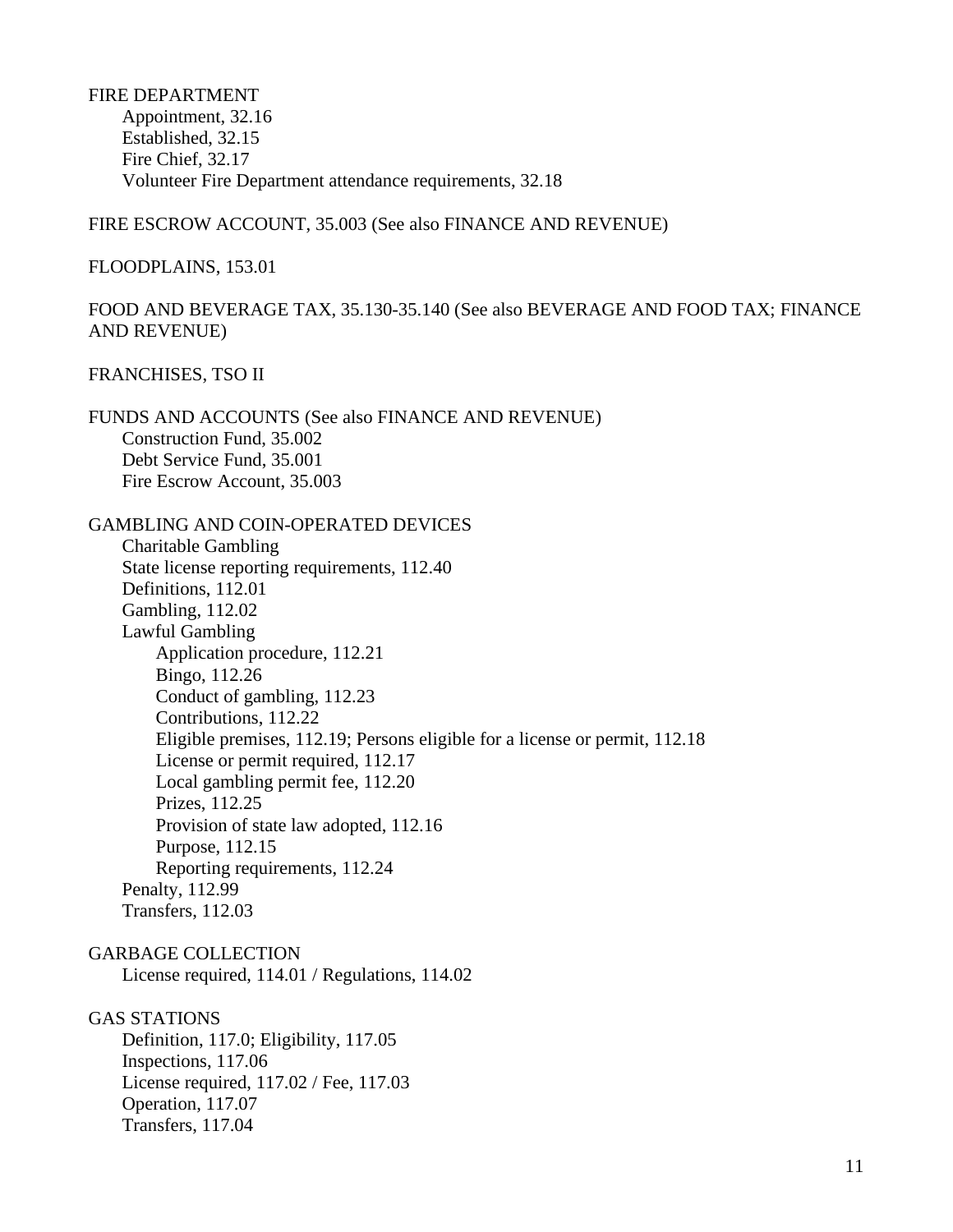FIRE DEPARTMENT
- Appointment, 32.16
- Established, 32.15
- Fire Chief, 32.17
- Volunteer Fire Department attendance requirements, 32.18

FIRE ESCROW ACCOUNT, 35.003 (See also FINANCE AND REVENUE)

FLOODPLAINS, 153.01

FOOD AND BEVERAGE TAX, 35.130-35.140 (See also BEVERAGE AND FOOD TAX; FINANCE AND REVENUE)

FRANCHISES, TSO II

FUNDS AND ACCOUNTS (See also FINANCE AND REVENUE)
- Construction Fund, 35.002
- Debt Service Fund, 35.001
- Fire Escrow Account, 35.003

GAMBLING AND COIN-OPERATED DEVICES
- Charitable Gambling
- State license reporting requirements, 112.40
- Definitions, 112.01
- Gambling, 112.02
- Lawful Gambling
  - Application procedure, 112.21
  - Bingo, 112.26
  - Conduct of gambling, 112.23
  - Contributions, 112.22
  - Eligible premises, 112.19; Persons eligible for a license or permit, 112.18
  - License or permit required, 112.17
  - Local gambling permit fee, 112.20
  - Prizes, 112.25
  - Provision of state law adopted, 112.16
  - Purpose, 112.15
  - Reporting requirements, 112.24
- Penalty, 112.99
- Transfers, 112.03

GARBAGE COLLECTION
- License required, 114.01 / Regulations, 114.02

GAS STATIONS
- Definition, 117.0; Eligibility, 117.05
- Inspections, 117.06
- License required, 117.02 / Fee, 117.03
- Operation, 117.07
- Transfers, 117.04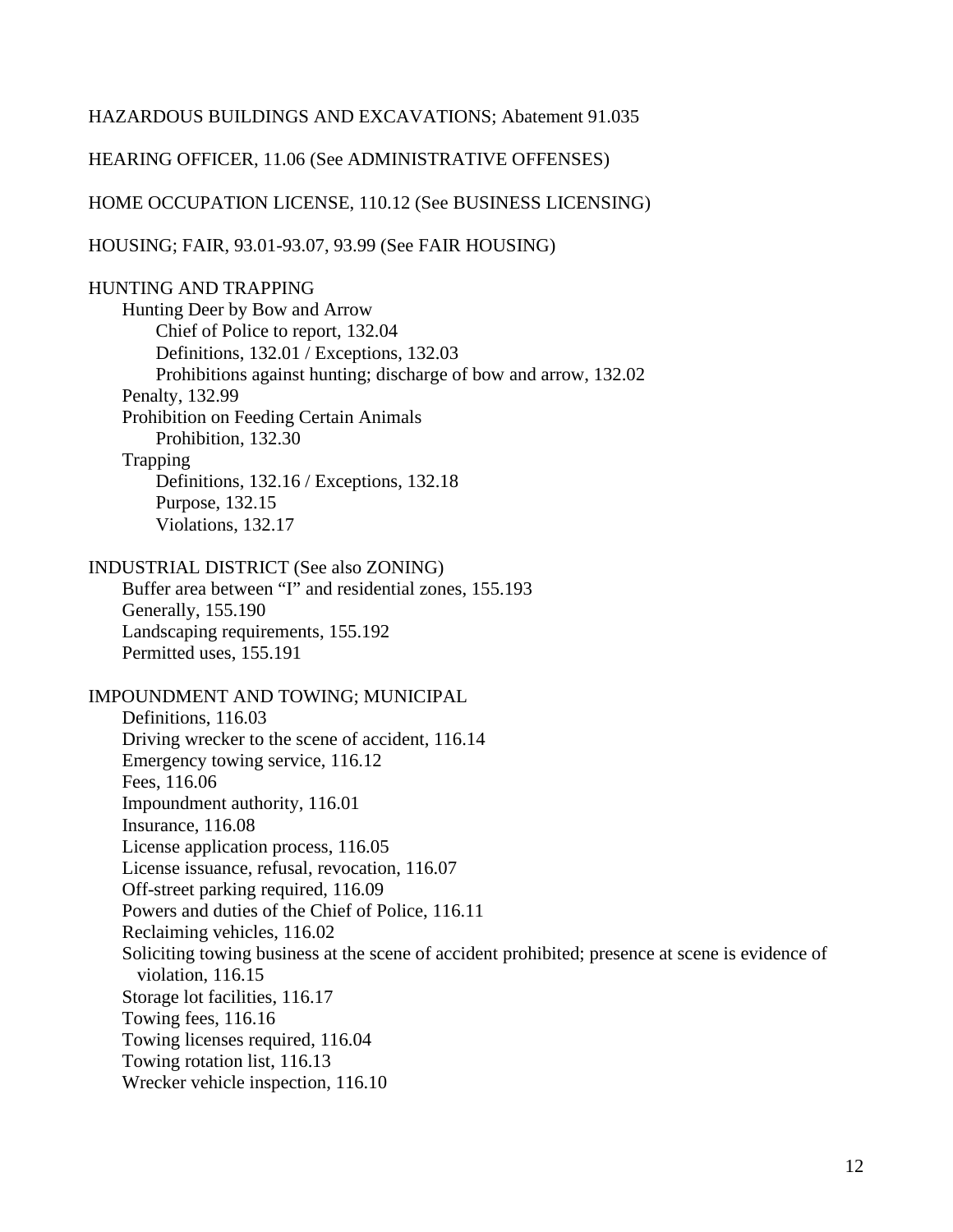HAZARDOUS BUILDINGS AND EXCAVATIONS; Abatement 91.035

HEARING OFFICER, 11.06 (See ADMINISTRATIVE OFFENSES)

HOME OCCUPATION LICENSE, 110.12 (See BUSINESS LICENSING)

HOUSING; FAIR, 93.01-93.07, 93.99 (See FAIR HOUSING)

HUNTING AND TRAPPING
- Hunting Deer by Bow and Arrow
  - Chief of Police to report, 132.04
  - Definitions, 132.01 / Exceptions, 132.03
  - Prohibitions against hunting; discharge of bow and arrow, 132.02
- Penalty, 132.99
- Prohibition on Feeding Certain Animals
  - Prohibition, 132.30
- Trapping
  - Definitions, 132.16 / Exceptions, 132.18
  - Purpose, 132.15
  - Violations, 132.17

INDUSTRIAL DISTRICT (See also ZONING)
- Buffer area between "I" and residential zones, 155.193
- Generally, 155.190
- Landscaping requirements, 155.192
- Permitted uses, 155.191

IMPOUNDMENT AND TOWING; MUNICIPAL
- Definitions, 116.03
- Driving wrecker to the scene of accident, 116.14
- Emergency towing service, 116.12
- Fees, 116.06
- Impoundment authority, 116.01
- Insurance, 116.08
- License application process, 116.05
- License issuance, refusal, revocation, 116.07
- Off-street parking required, 116.09
- Powers and duties of the Chief of Police, 116.11
- Reclaiming vehicles, 116.02
- Soliciting towing business at the scene of accident prohibited; presence at scene is evidence of violation, 116.15
- Storage lot facilities, 116.17
- Towing fees, 116.16
- Towing licenses required, 116.04
- Towing rotation list, 116.13
- Wrecker vehicle inspection, 116.10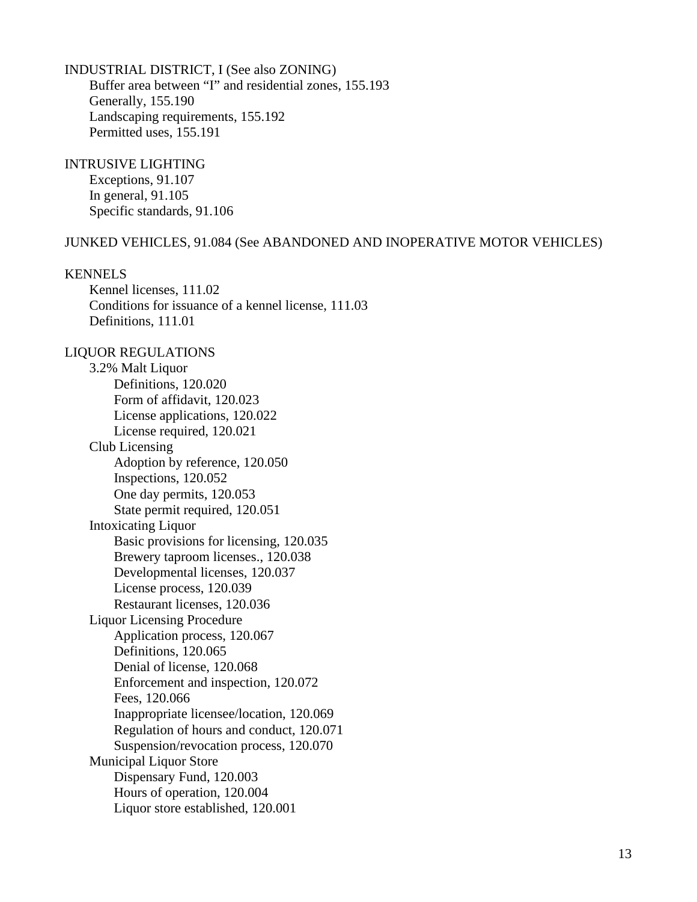INDUSTRIAL DISTRICT, I (See also ZONING)
- Buffer area between “I” and residential zones, 155.193
- Generally, 155.190
- Landscaping requirements, 155.192
- Permitted uses, 155.191

INTRUSIVE LIGHTING
- Exceptions, 91.107
- In general, 91.105
- Specific standards, 91.106

JUNKED VEHICLES, 91.084 (See ABANDONED AND INOPERATIVE MOTOR VEHICLES)

KENNELS
- Kennel licenses, 111.02
- Conditions for issuance of a kennel license, 111.03
- Definitions, 111.01

LIQUOR REGULATIONS
- 3.2% Malt Liquor
  - Definitions, 120.020
  - Form of affidavit, 120.023
  - License applications, 120.022
  - License required, 120.021
- Club Licensing
  - Adoption by reference, 120.050
  - Inspections, 120.052
  - One day permits, 120.053
  - State permit required, 120.051
- Intoxicating Liquor
  - Basic provisions for licensing, 120.035
  - Brewery taproom licenses., 120.038
  - Developmental licenses, 120.037
  - License process, 120.039
  - Restaurant licenses, 120.036
- Liquor Licensing Procedure
  - Application process, 120.067
  - Definitions, 120.065
  - Denial of license, 120.068
  - Enforcement and inspection, 120.072
  - Fees, 120.066
  - Inappropriate licensee/location, 120.069
  - Regulation of hours and conduct, 120.071
  - Suspension/revocation process, 120.070
- Municipal Liquor Store
  - Dispensary Fund, 120.003
  - Hours of operation, 120.004
  - Liquor store established, 120.001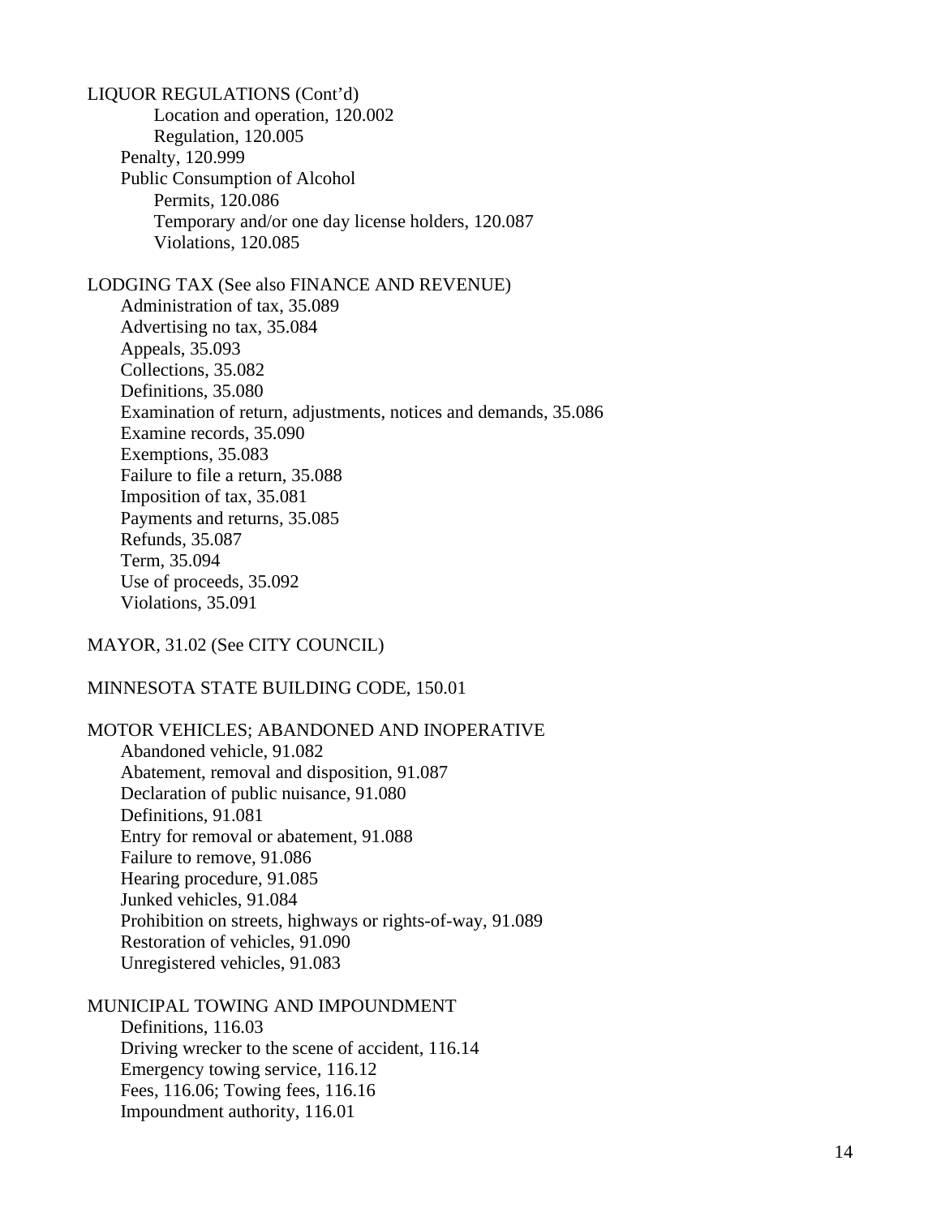LIQUOR REGULATIONS (Cont'd)

- Location and operation, 120.002
- Regulation, 120.005

Penalty, 120.999

Public Consumption of Alcohol

- Permits, 120.086
- Temporary and/or one day license holders, 120.087
- Violations, 120.085

LODGING TAX (See also FINANCE AND REVENUE)

- Administration of tax, 35.089
- Advertising no tax, 35.084
- Appeals, 35.093
- Collections, 35.082
- Definitions, 35.080
- Examination of return, adjustments, notices and demands, 35.086
- Examine records, 35.090
- Exemptions, 35.083
- Failure to file a return, 35.088
- Imposition of tax, 35.081
- Payments and returns, 35.085
- Refunds, 35.087
- Term, 35.094
- Use of proceeds, 35.092
- Violations, 35.091

MAYOR, 31.02 (See CITY COUNCIL)

MINNESOTA STATE BUILDING CODE, 150.01

MOTOR VEHICLES; ABANDONED AND INOPERATIVE

- Abandoned vehicle, 91.082
- Abatement, removal and disposition, 91.087
- Declaration of public nuisance, 91.080
- Definitions, 91.081
- Entry for removal or abatement, 91.088
- Failure to remove, 91.086
- Hearing procedure, 91.085
- Junked vehicles, 91.084
- Prohibition on streets, highways or rights-of-way, 91.089
- Restoration of vehicles, 91.090
- Unregistered vehicles, 91.083

MUNICIPAL TOWING AND IMPOUNDMENT

- Definitions, 116.03
- Driving wrecker to the scene of accident, 116.14
- Emergency towing service, 116.12
- Fees, 116.06; Towing fees, 116.16
- Impoundment authority, 116.01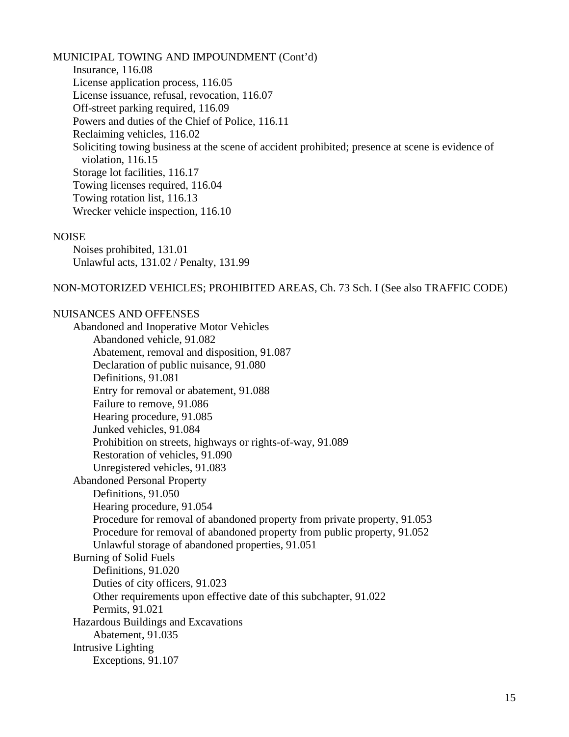MUNICIPAL TOWING AND IMPOUNDMENT (Cont'd)

- Insurance, 116.08
- License application process, 116.05
- License issuance, refusal, revocation, 116.07
- Off-street parking required, 116.09
- Powers and duties of the Chief of Police, 116.11
- Reclaiming vehicles, 116.02
- Soliciting towing business at the scene of accident prohibited; presence at scene is evidence of violation, 116.15
- Storage lot facilities, 116.17
- Towing licenses required, 116.04
- Towing rotation list, 116.13
- Wrecker vehicle inspection, 116.10

NOISE

- Noises prohibited, 131.01
- Unlawful acts, 131.02 / Penalty, 131.99

NON-MOTORIZED VEHICLES; PROHIBITED AREAS, Ch. 73 Sch. I (See also TRAFFIC CODE)

NUISANCES AND OFFENSES

- Abandoned and Inoperative Motor Vehicles
  - Abandoned vehicle, 91.082
  - Abatement, removal and disposition, 91.087
  - Declaration of public nuisance, 91.080
  - Definitions, 91.081
  - Entry for removal or abatement, 91.088
  - Failure to remove, 91.086
  - Hearing procedure, 91.085
  - Junked vehicles, 91.084
  - Prohibition on streets, highways or rights-of-way, 91.089
  - Restoration of vehicles, 91.090
  - Unregistered vehicles, 91.083
- Abandoned Personal Property
  - Definitions, 91.050
  - Hearing procedure, 91.054
  - Procedure for removal of abandoned property from private property, 91.053
  - Procedure for removal of abandoned property from public property, 91.052
  - Unlawful storage of abandoned properties, 91.051
- Burning of Solid Fuels
  - Definitions, 91.020
  - Duties of city officers, 91.023
  - Other requirements upon effective date of this subchapter, 91.022
  - Permits, 91.021
- Hazardous Buildings and Excavations
  - Abatement, 91.035
- Intrusive Lighting
  - Exceptions, 91.107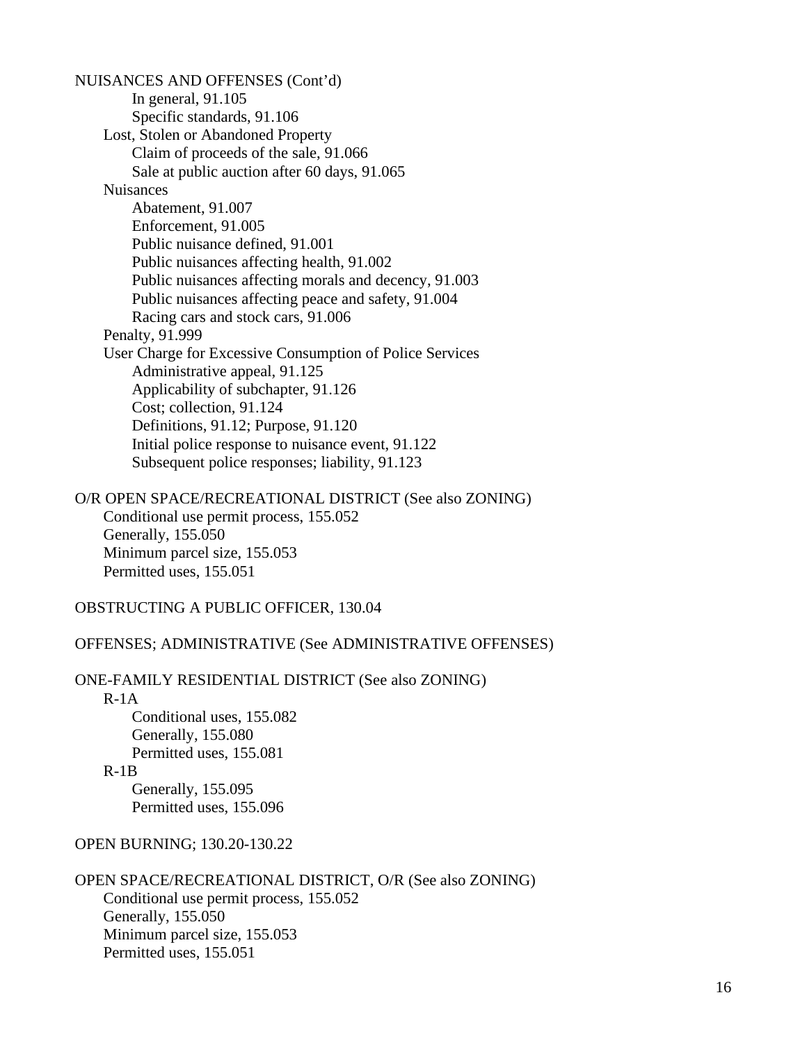NUISANCES AND OFFENSES (Cont'd)
- In general, 91.105
- Specific standards, 91.106

Lost, Stolen or Abandoned Property
- Claim of proceeds of the sale, 91.066
- Sale at public auction after 60 days, 91.065

Nuisances
- Abatement, 91.007
- Enforcement, 91.005
- Public nuisance defined, 91.001
- Public nuisances affecting health, 91.002
- Public nuisances affecting morals and decency, 91.003
- Public nuisances affecting peace and safety, 91.004
- Racing cars and stock cars, 91.006

Penalty, 91.999

User Charge for Excessive Consumption of Police Services
- Administrative appeal, 91.125
- Applicability of subchapter, 91.126
- Cost; collection, 91.124
- Definitions, 91.12; Purpose, 91.120
- Initial police response to nuisance event, 91.122
- Subsequent police responses; liability, 91.123

O/R OPEN SPACE/RECREATIONAL DISTRICT (See also ZONING)
- Conditional use permit process, 155.052
- Generally, 155.050
- Minimum parcel size, 155.053
- Permitted uses, 155.051

OBSTRUCTING A PUBLIC OFFICER, 130.04

OFFENSES; ADMINISTRATIVE (See ADMINISTRATIVE OFFENSES)

ONE-FAMILY RESIDENTIAL DISTRICT (See also ZONING)

R-1A
- Conditional uses, 155.082
- Generally, 155.080
- Permitted uses, 155.081

R-1B
- Generally, 155.095
- Permitted uses, 155.096

OPEN BURNING; 130.20-130.22

OPEN SPACE/RECREATIONAL DISTRICT, O/R (See also ZONING)
- Conditional use permit process, 155.052
- Generally, 155.050
- Minimum parcel size, 155.053
- Permitted uses, 155.051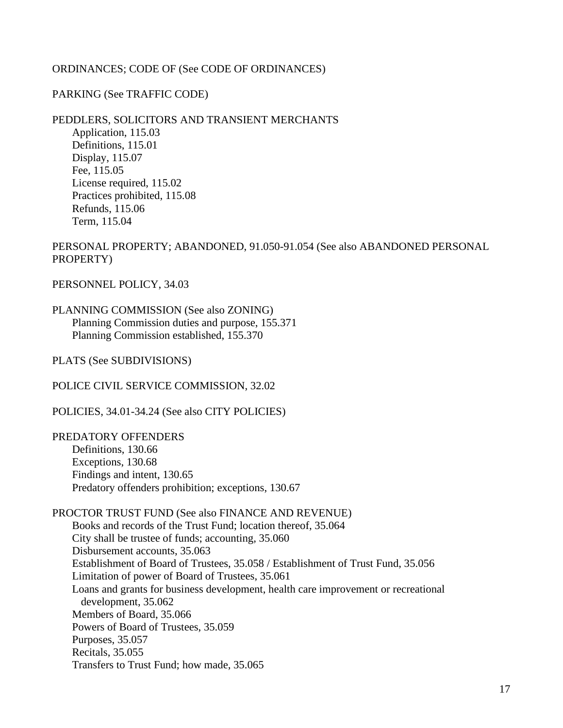ORDINANCES; CODE OF (See CODE OF ORDINANCES)

PARKING (See TRAFFIC CODE)

PEDDLERS, SOLICITORS AND TRANSIENT MERCHANTS
- Application, 115.03
- Definitions, 115.01
- Display, 115.07
- Fee, 115.05
- License required, 115.02
- Practices prohibited, 115.08
- Refunds, 115.06
- Term, 115.04

PERSONAL PROPERTY; ABANDONED, 91.050-91.054 (See also ABANDONED PERSONAL PROPERTY)

PERSONNEL POLICY, 34.03

PLANNING COMMISSION (See also ZONING)
- Planning Commission duties and purpose, 155.371
- Planning Commission established, 155.370

PLATS (See SUBDIVISIONS)

POLICE CIVIL SERVICE COMMISSION, 32.02

POLICIES, 34.01-34.24 (See also CITY POLICIES)

PREDATORY OFFENDERS
- Definitions, 130.66
- Exceptions, 130.68
- Findings and intent, 130.65
- Predatory offenders prohibition; exceptions, 130.67

PROCTOR TRUST FUND (See also FINANCE AND REVENUE)
- Books and records of the Trust Fund; location thereof, 35.064
- City shall be trustee of funds; accounting, 35.060
- Disbursement accounts, 35.063
- Establishment of Board of Trustees, 35.058 / Establishment of Trust Fund, 35.056
- Limitation of power of Board of Trustees, 35.061
- Loans and grants for business development, health care improvement or recreational development, 35.062
- Members of Board, 35.066
- Powers of Board of Trustees, 35.059
- Purposes, 35.057
- Recitals, 35.055
- Transfers to Trust Fund; how made, 35.065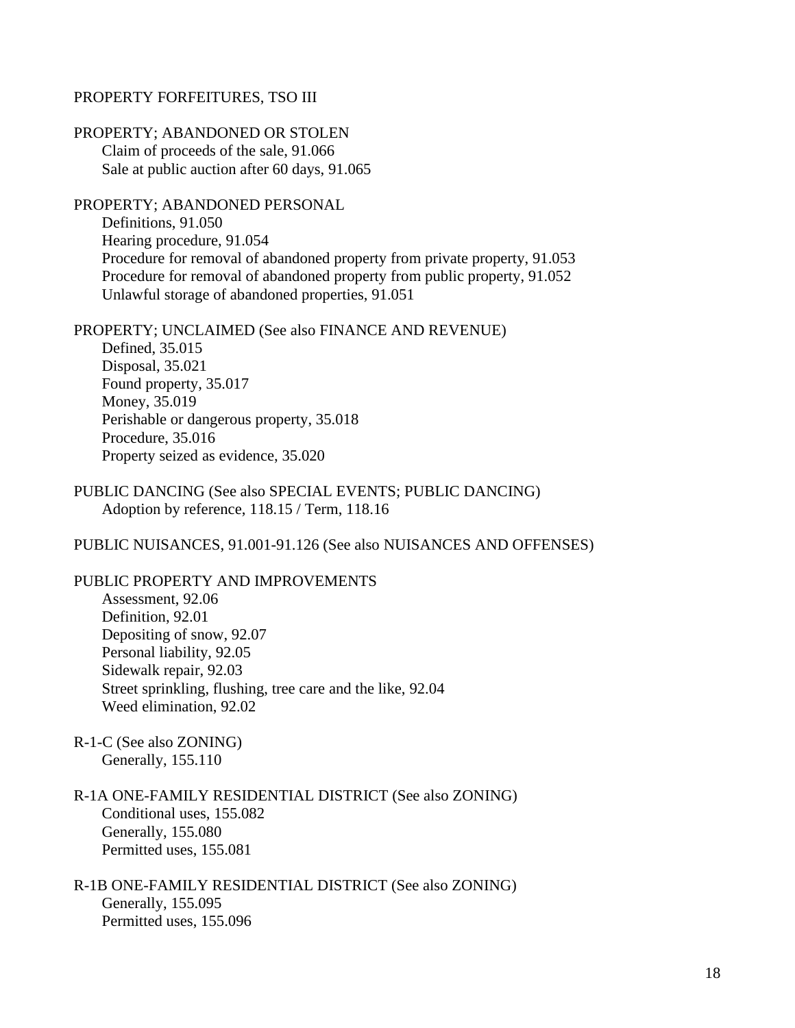PROPERTY FORFEITURES, TSO III

PROPERTY; ABANDONED OR STOLEN
- Claim of proceeds of the sale, 91.066
- Sale at public auction after 60 days, 91.065

PROPERTY; ABANDONED PERSONAL
- Definitions, 91.050
- Hearing procedure, 91.054
- Procedure for removal of abandoned property from private property, 91.053
- Procedure for removal of abandoned property from public property, 91.052
- Unlawful storage of abandoned properties, 91.051

PROPERTY; UNCLAIMED (See also FINANCE AND REVENUE)
- Defined, 35.015
- Disposal, 35.021
- Found property, 35.017
- Money, 35.019
- Perishable or dangerous property, 35.018
- Procedure, 35.016
- Property seized as evidence, 35.020

PUBLIC DANCING (See also SPECIAL EVENTS; PUBLIC DANCING)
- Adoption by reference, 118.15 / Term, 118.16

PUBLIC NUISANCES, 91.001-91.126 (See also NUISANCES AND OFFENSES)

PUBLIC PROPERTY AND IMPROVEMENTS
- Assessment, 92.06
- Definition, 92.01
- Depositing of snow, 92.07
- Personal liability, 92.05
- Sidewalk repair, 92.03
- Street sprinkling, flushing, tree care and the like, 92.04
- Weed elimination, 92.02

R-1-C (See also ZONING)
- Generally, 155.110

R-1A ONE-FAMILY RESIDENTIAL DISTRICT (See also ZONING)
- Conditional uses, 155.082
- Generally, 155.080
- Permitted uses, 155.081

R-1B ONE-FAMILY RESIDENTIAL DISTRICT (See also ZONING)
- Generally, 155.095
- Permitted uses, 155.096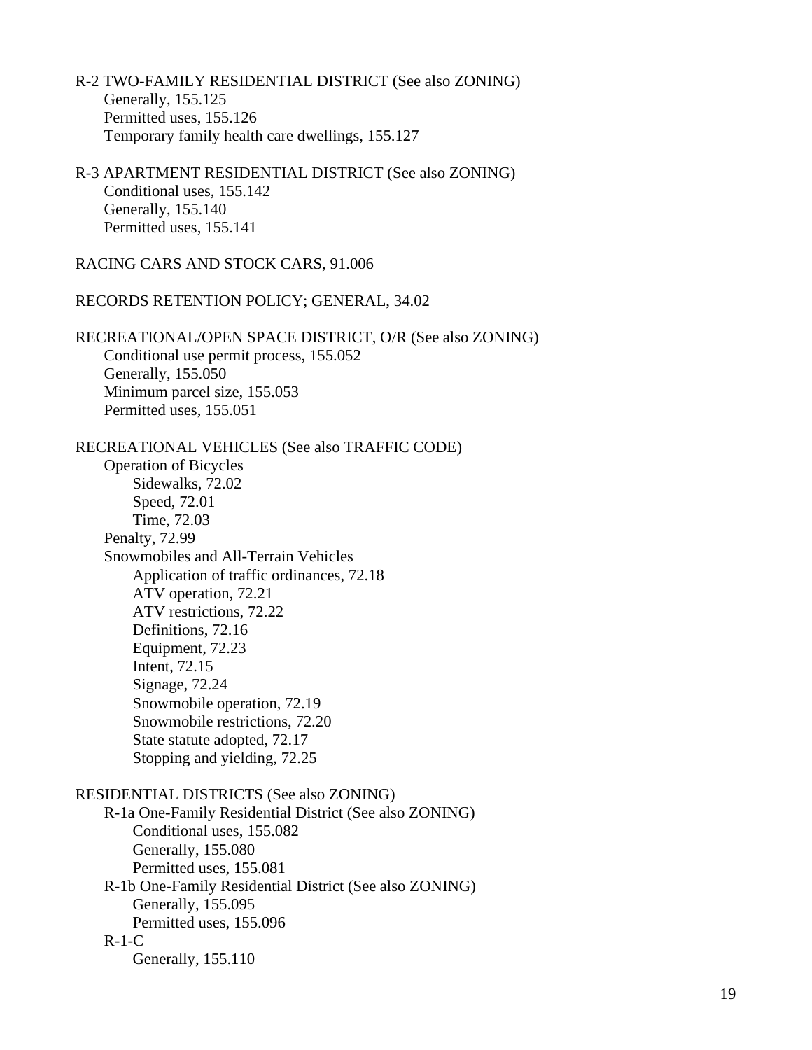R-2 TWO-FAMILY RESIDENTIAL DISTRICT (See also ZONING)
- Generally, 155.125
- Permitted uses, 155.126
- Temporary family health care dwellings, 155.127

R-3 APARTMENT RESIDENTIAL DISTRICT (See also ZONING)
- Conditional uses, 155.142
- Generally, 155.140
- Permitted uses, 155.141

RACING CARS AND STOCK CARS, 91.006

RECORDS RETENTION POLICY; GENERAL, 34.02

RECREATIONAL/OPEN SPACE DISTRICT, O/R (See also ZONING)
- Conditional use permit process, 155.052
- Generally, 155.050
- Minimum parcel size, 155.053
- Permitted uses, 155.051

RECREATIONAL VEHICLES (See also TRAFFIC CODE)
- Operation of Bicycles
  - Sidewalks, 72.02
  - Speed, 72.01
  - Time, 72.03
- Penalty, 72.99
- Snowmobiles and All-Terrain Vehicles
  - Application of traffic ordinances, 72.18
  - ATV operation, 72.21
  - ATV restrictions, 72.22
  - Definitions, 72.16
  - Equipment, 72.23
  - Intent, 72.15
  - Signage, 72.24
  - Snowmobile operation, 72.19
  - Snowmobile restrictions, 72.20
  - State statute adopted, 72.17
  - Stopping and yielding, 72.25

RESIDENTIAL DISTRICTS (See also ZONING)
- R-1a One-Family Residential District (See also ZONING)
  - Conditional uses, 155.082
  - Generally, 155.080
  - Permitted uses, 155.081
- R-1b One-Family Residential District (See also ZONING)
  - Generally, 155.095
  - Permitted uses, 155.096
- R-1-C
  - Generally, 155.110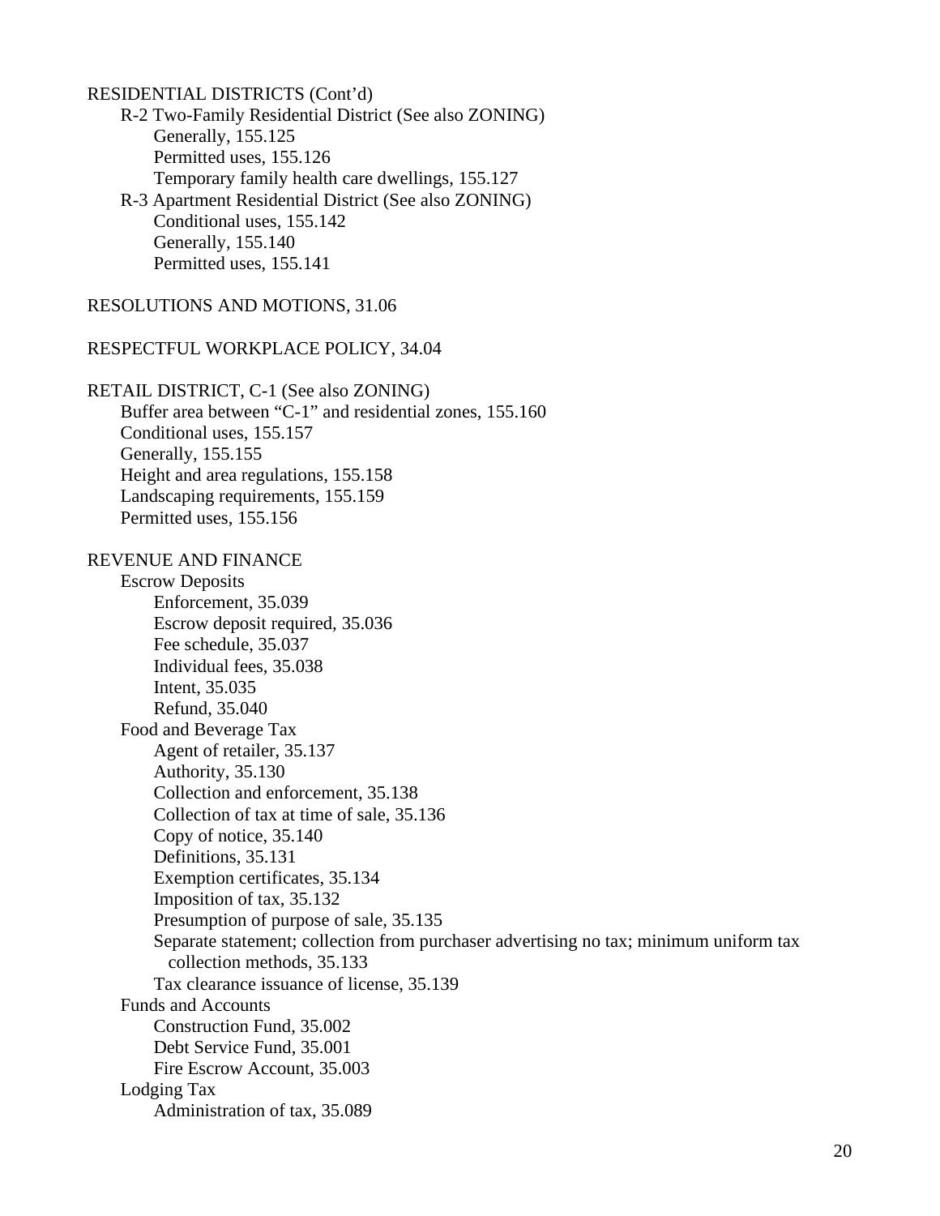RESIDENTIAL DISTRICTS (Cont'd)

- R-2 Two-Family Residential District (See also ZONING)
  - Generally, 155.125
  - Permitted uses, 155.126
  - Temporary family health care dwellings, 155.127
- R-3 Apartment Residential District (See also ZONING)
  - Conditional uses, 155.142
  - Generally, 155.140
  - Permitted uses, 155.141

RESOLUTIONS AND MOTIONS, 31.06

RESPECTFUL WORKPLACE POLICY, 34.04

RETAIL DISTRICT, C-1 (See also ZONING)

- Buffer area between "C-1" and residential zones, 155.160
- Conditional uses, 155.157
- Generally, 155.155
- Height and area regulations, 155.158
- Landscaping requirements, 155.159
- Permitted uses, 155.156

REVENUE AND FINANCE

- Escrow Deposits
  - Enforcement, 35.039
  - Escrow deposit required, 35.036
  - Fee schedule, 35.037
  - Individual fees, 35.038
  - Intent, 35.035
  - Refund, 35.040
- Food and Beverage Tax
  - Agent of retailer, 35.137
  - Authority, 35.130
  - Collection and enforcement, 35.138
  - Collection of tax at time of sale, 35.136
  - Copy of notice, 35.140
  - Definitions, 35.131
  - Exemption certificates, 35.134
  - Imposition of tax, 35.132
  - Presumption of purpose of sale, 35.135
  - Separate statement; collection from purchaser advertising no tax; minimum uniform tax collection methods, 35.133
  - Tax clearance issuance of license, 35.139
- Funds and Accounts
  - Construction Fund, 35.002
  - Debt Service Fund, 35.001
  - Fire Escrow Account, 35.003
- Lodging Tax
  - Administration of tax, 35.089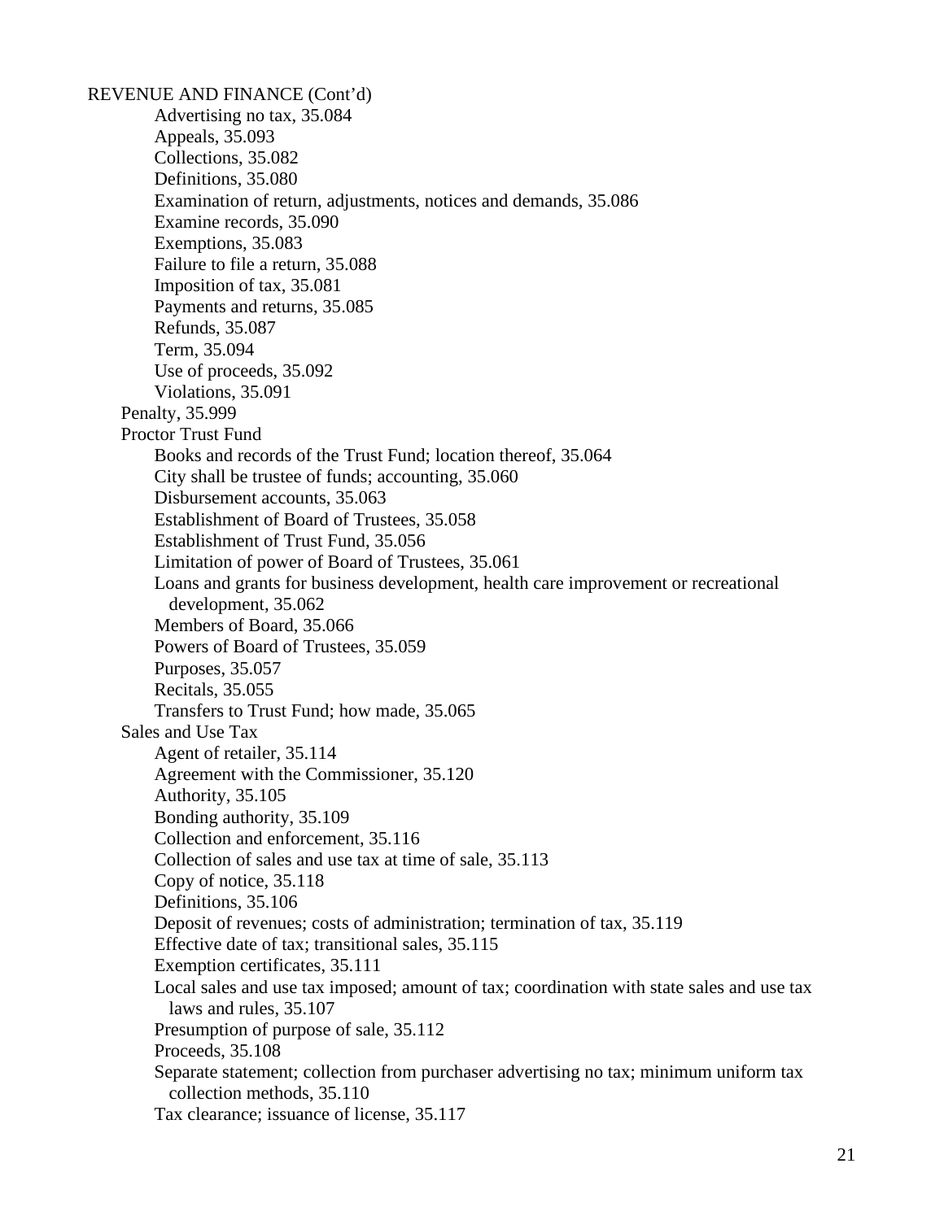REVENUE AND FINANCE (Cont'd)

- Advertising no tax, 35.084
- Appeals, 35.093
- Collections, 35.082
- Definitions, 35.080
- Examination of return, adjustments, notices and demands, 35.086
- Examine records, 35.090
- Exemptions, 35.083
- Failure to file a return, 35.088
- Imposition of tax, 35.081
- Payments and returns, 35.085
- Refunds, 35.087
- Term, 35.094
- Use of proceeds, 35.092
- Violations, 35.091

Penalty, 35.999

Proctor Trust Fund

- Books and records of the Trust Fund; location thereof, 35.064
- City shall be trustee of funds; accounting, 35.060
- Disbursement accounts, 35.063
- Establishment of Board of Trustees, 35.058
- Establishment of Trust Fund, 35.056
- Limitation of power of Board of Trustees, 35.061
- Loans and grants for business development, health care improvement or recreational development, 35.062
- Members of Board, 35.066
- Powers of Board of Trustees, 35.059
- Purposes, 35.057
- Recitals, 35.055
- Transfers to Trust Fund; how made, 35.065

Sales and Use Tax

- Agent of retailer, 35.114
- Agreement with the Commissioner, 35.120
- Authority, 35.105
- Bonding authority, 35.109
- Collection and enforcement, 35.116
- Collection of sales and use tax at time of sale, 35.113
- Copy of notice, 35.118
- Definitions, 35.106
- Deposit of revenues; costs of administration; termination of tax, 35.119
- Effective date of tax; transitional sales, 35.115
- Exemption certificates, 35.111
- Local sales and use tax imposed; amount of tax; coordination with state sales and use tax laws and rules, 35.107
- Presumption of purpose of sale, 35.112
- Proceeds, 35.108
- Separate statement; collection from purchaser advertising no tax; minimum uniform tax collection methods, 35.110
- Tax clearance; issuance of license, 35.117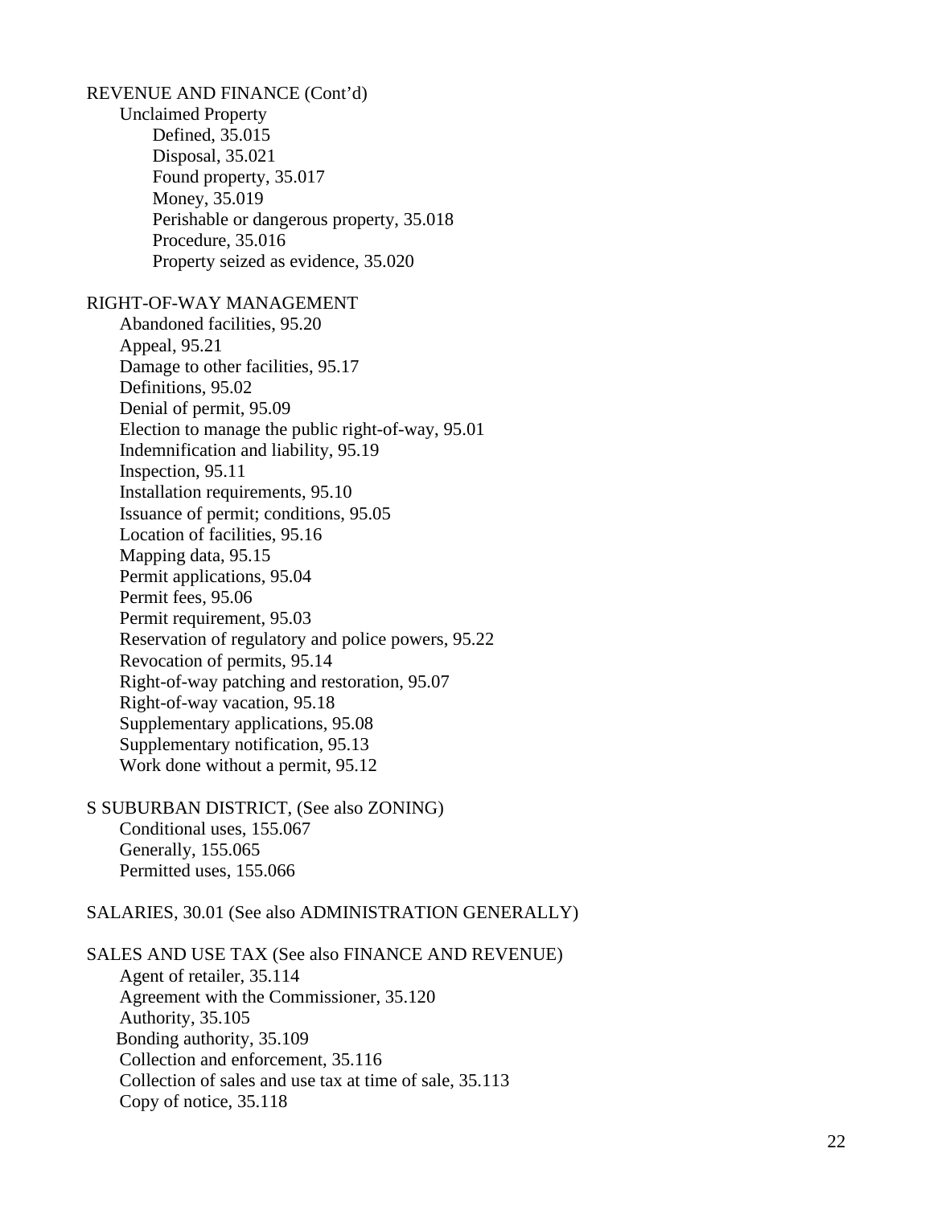REVENUE AND FINANCE (Cont'd)

- Unclaimed Property
  - Defined, 35.015
  - Disposal, 35.021
  - Found property, 35.017
  - Money, 35.019
  - Perishable or dangerous property, 35.018
  - Procedure, 35.016
  - Property seized as evidence, 35.020

RIGHT-OF-WAY MANAGEMENT

- Abandoned facilities, 95.20
- Appeal, 95.21
- Damage to other facilities, 95.17
- Definitions, 95.02
- Denial of permit, 95.09
- Election to manage the public right-of-way, 95.01
- Indemnification and liability, 95.19
- Inspection, 95.11
- Installation requirements, 95.10
- Issuance of permit; conditions, 95.05
- Location of facilities, 95.16
- Mapping data, 95.15
- Permit applications, 95.04
- Permit fees, 95.06
- Permit requirement, 95.03
- Reservation of regulatory and police powers, 95.22
- Revocation of permits, 95.14
- Right-of-way patching and restoration, 95.07
- Right-of-way vacation, 95.18
- Supplementary applications, 95.08
- Supplementary notification, 95.13
- Work done without a permit, 95.12

S SUBURBAN DISTRICT, (See also ZONING)

- Conditional uses, 155.067
- Generally, 155.065
- Permitted uses, 155.066

SALARIES, 30.01 (See also ADMINISTRATION GENERALLY)

SALES AND USE TAX (See also FINANCE AND REVENUE)

- Agent of retailer, 35.114
- Agreement with the Commissioner, 35.120
- Authority, 35.105
- Bonding authority, 35.109
- Collection and enforcement, 35.116
- Collection of sales and use tax at time of sale, 35.113
- Copy of notice, 35.118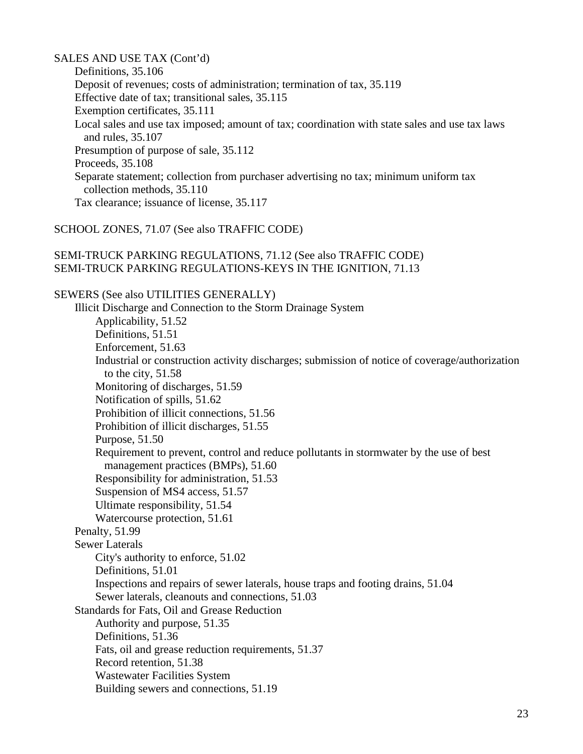SALES AND USE TAX (Cont'd)

- Definitions, 35.106
- Deposit of revenues; costs of administration; termination of tax, 35.119
- Effective date of tax; transitional sales, 35.115
- Exemption certificates, 35.111
- Local sales and use tax imposed; amount of tax; coordination with state sales and use tax laws and rules, 35.107
- Presumption of purpose of sale, 35.112
- Proceeds, 35.108
- Separate statement; collection from purchaser advertising no tax; minimum uniform tax collection methods, 35.110
- Tax clearance; issuance of license, 35.117

SCHOOL ZONES, 71.07 (See also TRAFFIC CODE)

SEMI-TRUCK PARKING REGULATIONS, 71.12 (See also TRAFFIC CODE)
SEMI-TRUCK PARKING REGULATIONS-KEYS IN THE IGNITION, 71.13

SEWERS (See also UTILITIES GENERALLY)

- Illicit Discharge and Connection to the Storm Drainage System
  - Applicability, 51.52
  - Definitions, 51.51
  - Enforcement, 51.63
  - Industrial or construction activity discharges; submission of notice of coverage/authorization to the city, 51.58
  - Monitoring of discharges, 51.59
  - Notification of spills, 51.62
  - Prohibition of illicit connections, 51.56
  - Prohibition of illicit discharges, 51.55
  - Purpose, 51.50
  - Requirement to prevent, control and reduce pollutants in stormwater by the use of best management practices (BMPs), 51.60
  - Responsibility for administration, 51.53
  - Suspension of MS4 access, 51.57
  - Ultimate responsibility, 51.54
  - Watercourse protection, 51.61
- Penalty, 51.99
- Sewer Laterals
  - City's authority to enforce, 51.02
  - Definitions, 51.01
  - Inspections and repairs of sewer laterals, house traps and footing drains, 51.04
  - Sewer laterals, cleanouts and connections, 51.03
- Standards for Fats, Oil and Grease Reduction
  - Authority and purpose, 51.35
  - Definitions, 51.36
  - Fats, oil and grease reduction requirements, 51.37
  - Record retention, 51.38
  - Wastewater Facilities System
  - Building sewers and connections, 51.19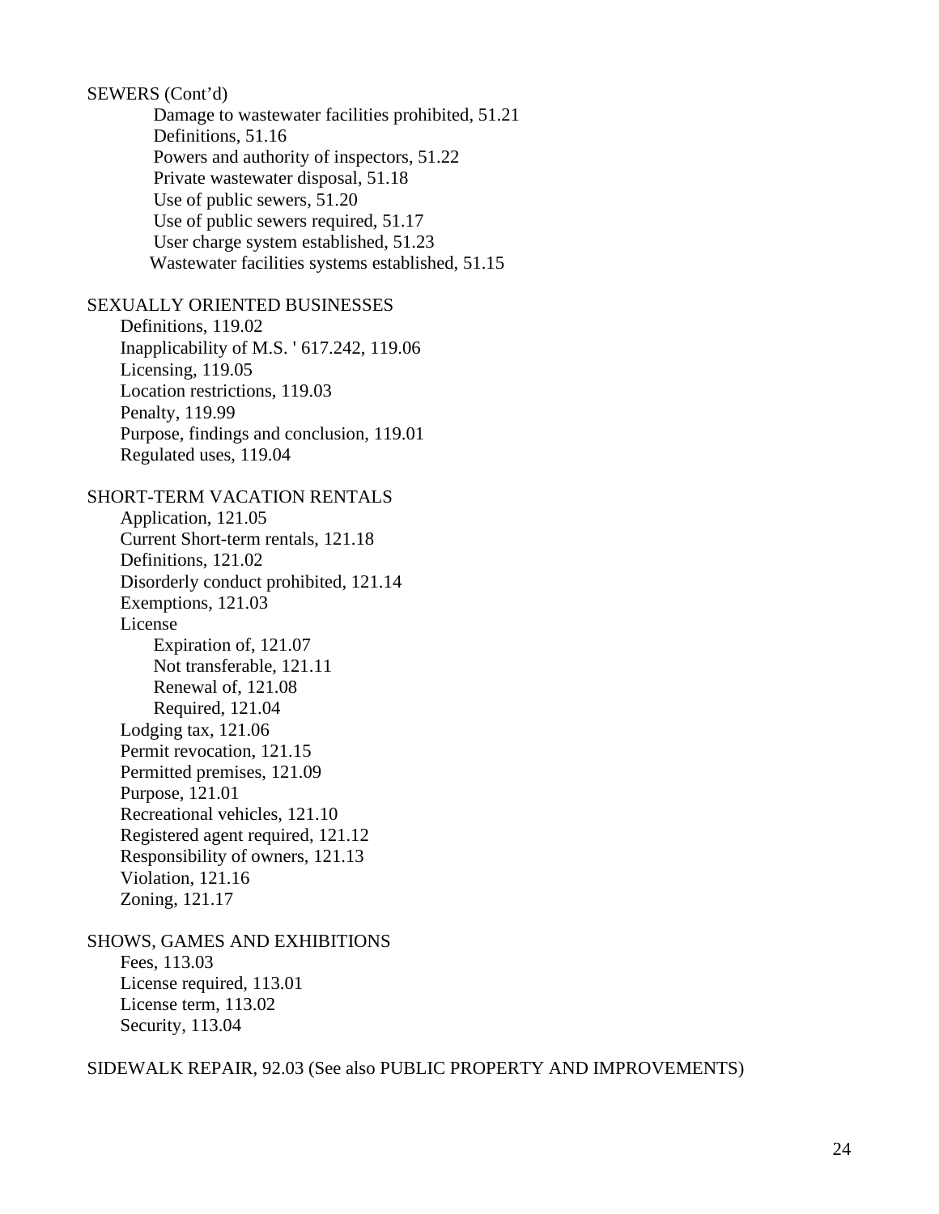SEWERS (Cont'd)
- Damage to wastewater facilities prohibited, 51.21
- Definitions, 51.16
- Powers and authority of inspectors, 51.22
- Private wastewater disposal, 51.18
- Use of public sewers, 51.20
- Use of public sewers required, 51.17
- User charge system established, 51.23
- Wastewater facilities systems established, 51.15

SEXUALLY ORIENTED BUSINESSES
- Definitions, 119.02
- Inapplicability of M.S. ' 617.242, 119.06
- Licensing, 119.05
- Location restrictions, 119.03
- Penalty, 119.99
- Purpose, findings and conclusion, 119.01
- Regulated uses, 119.04

SHORT-TERM VACATION RENTALS
- Application, 121.05
- Current Short-term rentals, 121.18
- Definitions, 121.02
- Disorderly conduct prohibited, 121.14
- Exemptions, 121.03
- License
  - Expiration of, 121.07
  - Not transferable, 121.11
  - Renewal of, 121.08
  - Required, 121.04
- Lodging tax, 121.06
- Permit revocation, 121.15
- Permitted premises, 121.09
- Purpose, 121.01
- Recreational vehicles, 121.10
- Registered agent required, 121.12
- Responsibility of owners, 121.13
- Violation, 121.16
- Zoning, 121.17

SHOWS, GAMES AND EXHIBITIONS
- Fees, 113.03
- License required, 113.01
- License term, 113.02
- Security, 113.04

SIDEWALK REPAIR, 92.03 (See also PUBLIC PROPERTY AND IMPROVEMENTS)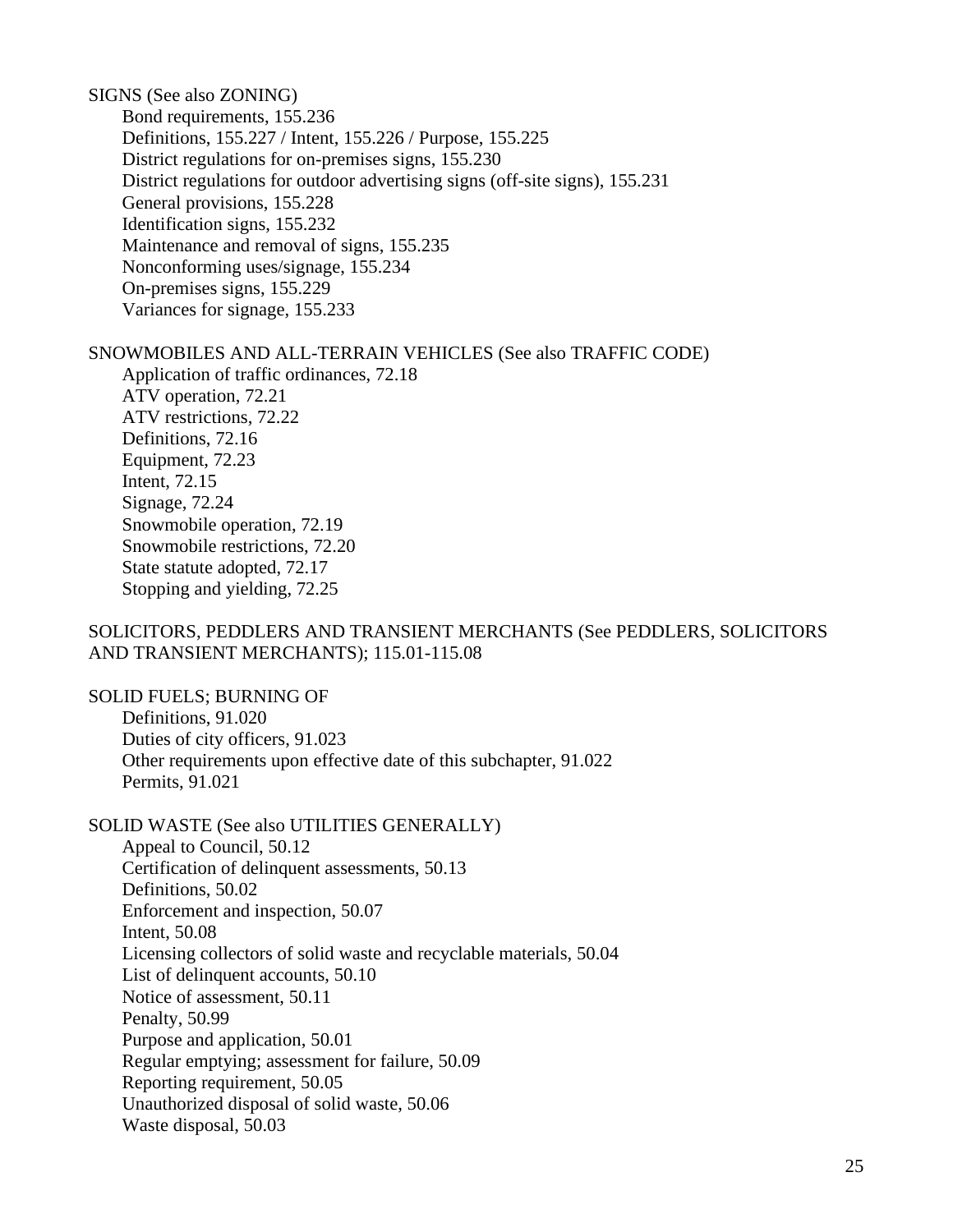SIGNS (See also ZONING)

- Bond requirements, 155.236
- Definitions, 155.227 / Intent, 155.226 / Purpose, 155.225
- District regulations for on-premises signs, 155.230
- District regulations for outdoor advertising signs (off-site signs), 155.231
- General provisions, 155.228
- Identification signs, 155.232
- Maintenance and removal of signs, 155.235
- Nonconforming uses/signage, 155.234
- On-premises signs, 155.229
- Variances for signage, 155.233

SNOWMOBILES AND ALL-TERRAIN VEHICLES (See also TRAFFIC CODE)

- Application of traffic ordinances, 72.18
- ATV operation, 72.21
- ATV restrictions, 72.22
- Definitions, 72.16
- Equipment, 72.23
- Intent, 72.15
- Signage, 72.24
- Snowmobile operation, 72.19
- Snowmobile restrictions, 72.20
- State statute adopted, 72.17
- Stopping and yielding, 72.25

SOLICITORS, PEDDLERS AND TRANSIENT MERCHANTS (See PEDDLERS, SOLICITORS AND TRANSIENT MERCHANTS); 115.01-115.08

SOLID FUELS; BURNING OF

- Definitions, 91.020
- Duties of city officers, 91.023
- Other requirements upon effective date of this subchapter, 91.022
- Permits, 91.021

SOLID WASTE (See also UTILITIES GENERALLY)

- Appeal to Council, 50.12
- Certification of delinquent assessments, 50.13
- Definitions, 50.02
- Enforcement and inspection, 50.07
- Intent, 50.08
- Licensing collectors of solid waste and recyclable materials, 50.04
- List of delinquent accounts, 50.10
- Notice of assessment, 50.11
- Penalty, 50.99
- Purpose and application, 50.01
- Regular emptying; assessment for failure, 50.09
- Reporting requirement, 50.05
- Unauthorized disposal of solid waste, 50.06
- Waste disposal, 50.03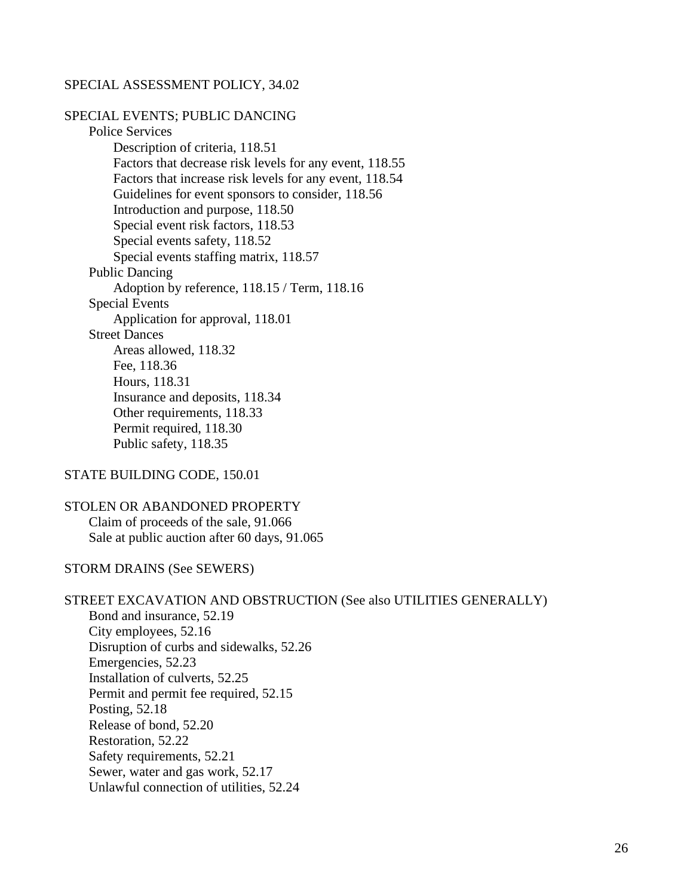SPECIAL ASSESSMENT POLICY, 34.02

SPECIAL EVENTS; PUBLIC DANCING

- Police Services
    - Description of criteria, 118.51
    - Factors that decrease risk levels for any event, 118.55
    - Factors that increase risk levels for any event, 118.54
    - Guidelines for event sponsors to consider, 118.56
    - Introduction and purpose, 118.50
    - Special event risk factors, 118.53
    - Special events safety, 118.52
    - Special events staffing matrix, 118.57
- Public Dancing
    - Adoption by reference, 118.15 / Term, 118.16
- Special Events
    - Application for approval, 118.01
- Street Dances
    - Areas allowed, 118.32
    - Fee, 118.36
    - Hours, 118.31
    - Insurance and deposits, 118.34
    - Other requirements, 118.33
    - Permit required, 118.30
    - Public safety, 118.35

STATE BUILDING CODE, 150.01

STOLEN OR ABANDONED PROPERTY

- Claim of proceeds of the sale, 91.066
- Sale at public auction after 60 days, 91.065

STORM DRAINS (See SEWERS)

STREET EXCAVATION AND OBSTRUCTION (See also UTILITIES GENERALLY)

- Bond and insurance, 52.19
- City employees, 52.16
- Disruption of curbs and sidewalks, 52.26
- Emergencies, 52.23
- Installation of culverts, 52.25
- Permit and permit fee required, 52.15
- Posting, 52.18
- Release of bond, 52.20
- Restoration, 52.22
- Safety requirements, 52.21
- Sewer, water and gas work, 52.17
- Unlawful connection of utilities, 52.24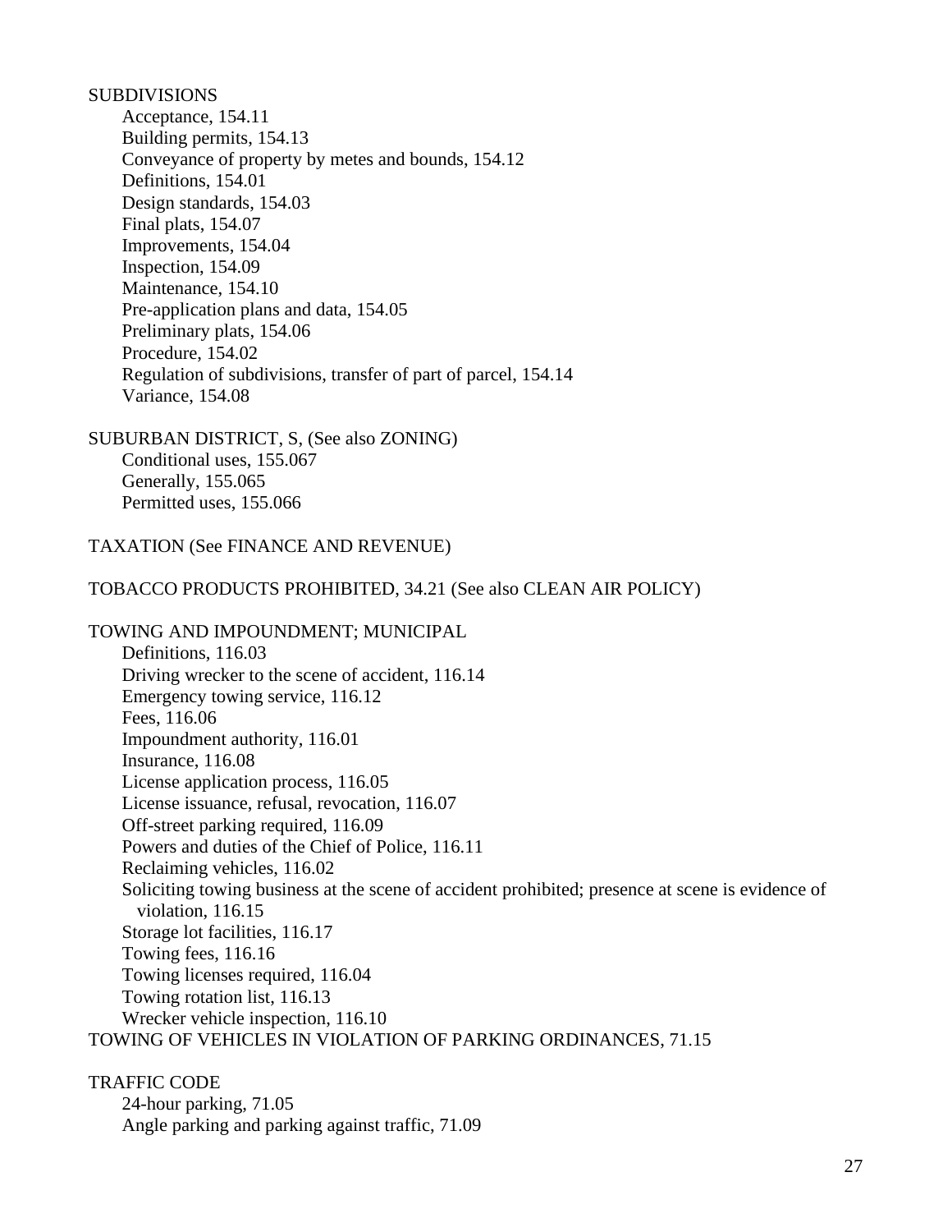SUBDIVISIONS

- Acceptance, 154.11
- Building permits, 154.13
- Conveyance of property by metes and bounds, 154.12
- Definitions, 154.01
- Design standards, 154.03
- Final plats, 154.07
- Improvements, 154.04
- Inspection, 154.09
- Maintenance, 154.10
- Pre-application plans and data, 154.05
- Preliminary plats, 154.06
- Procedure, 154.02
- Regulation of subdivisions, transfer of part of parcel, 154.14
- Variance, 154.08

SUBURBAN DISTRICT, S, (See also ZONING)

- Conditional uses, 155.067
- Generally, 155.065
- Permitted uses, 155.066

TAXATION (See FINANCE AND REVENUE)

TOBACCO PRODUCTS PROHIBITED, 34.21 (See also CLEAN AIR POLICY)

TOWING AND IMPOUNDMENT; MUNICIPAL

- Definitions, 116.03
- Driving wrecker to the scene of accident, 116.14
- Emergency towing service, 116.12
- Fees, 116.06
- Impoundment authority, 116.01
- Insurance, 116.08
- License application process, 116.05
- License issuance, refusal, revocation, 116.07
- Off-street parking required, 116.09
- Powers and duties of the Chief of Police, 116.11
- Reclaiming vehicles, 116.02
- Soliciting towing business at the scene of accident prohibited; presence at scene is evidence of violation, 116.15
- Storage lot facilities, 116.17
- Towing fees, 116.16
- Towing licenses required, 116.04
- Towing rotation list, 116.13
- Wrecker vehicle inspection, 116.10

TOWING OF VEHICLES IN VIOLATION OF PARKING ORDINANCES, 71.15

TRAFFIC CODE

- 24-hour parking, 71.05
- Angle parking and parking against traffic, 71.09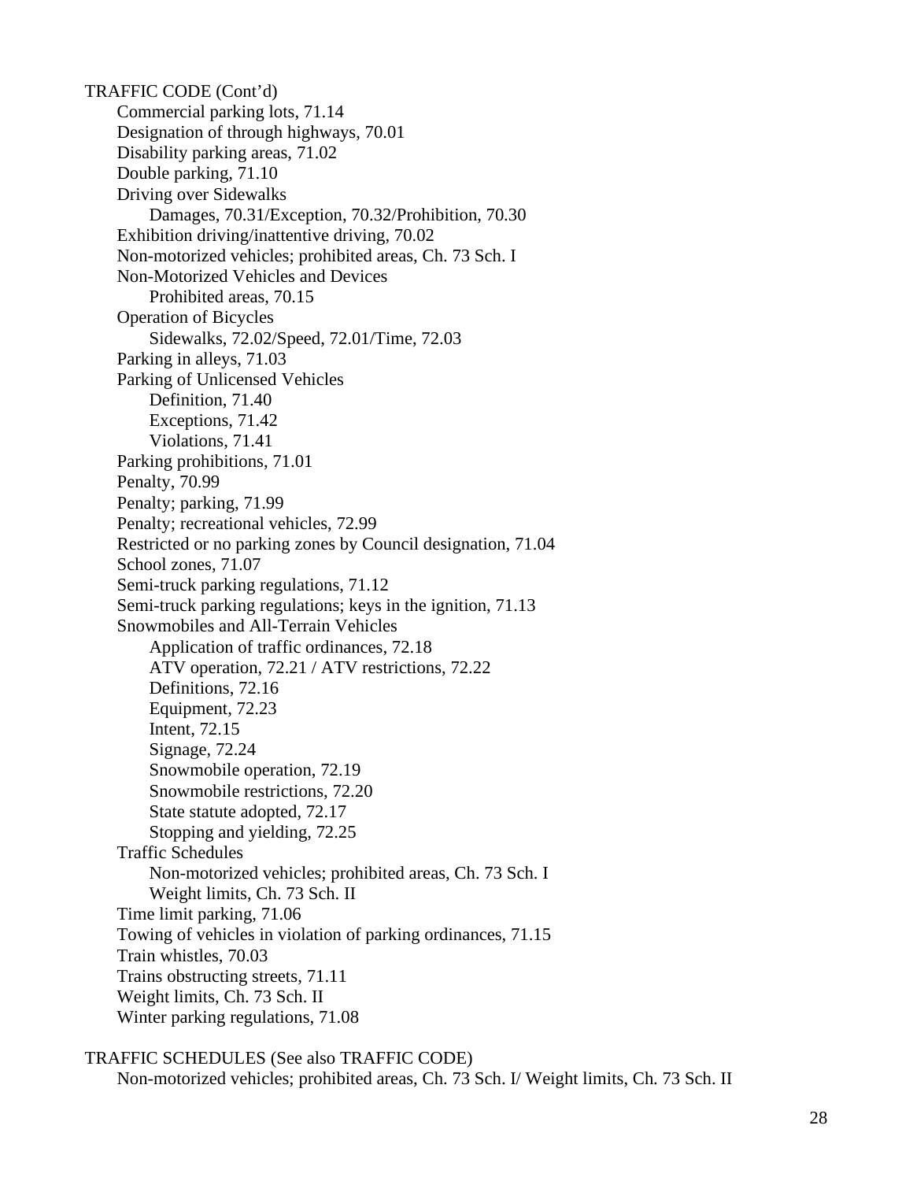TRAFFIC CODE (Cont'd)

- Commercial parking lots, 71.14
- Designation of through highways, 70.01
- Disability parking areas, 71.02
- Double parking, 71.10
- Driving over Sidewalks
  - Damages, 70.31/Exception, 70.32/Prohibition, 70.30
- Exhibition driving/inattentive driving, 70.02
- Non-motorized vehicles; prohibited areas, Ch. 73 Sch. I
- Non-Motorized Vehicles and Devices
  - Prohibited areas, 70.15
- Operation of Bicycles
  - Sidewalks, 72.02/Speed, 72.01/Time, 72.03
- Parking in alleys, 71.03
- Parking of Unlicensed Vehicles
  - Definition, 71.40
  - Exceptions, 71.42
  - Violations, 71.41
- Parking prohibitions, 71.01
- Penalty, 70.99
- Penalty; parking, 71.99
- Penalty; recreational vehicles, 72.99
- Restricted or no parking zones by Council designation, 71.04
- School zones, 71.07
- Semi-truck parking regulations, 71.12
- Semi-truck parking regulations; keys in the ignition, 71.13
- Snowmobiles and All-Terrain Vehicles
  - Application of traffic ordinances, 72.18
  - ATV operation, 72.21 / ATV restrictions, 72.22
  - Definitions, 72.16
  - Equipment, 72.23
  - Intent, 72.15
  - Signage, 72.24
  - Snowmobile operation, 72.19
  - Snowmobile restrictions, 72.20
  - State statute adopted, 72.17
  - Stopping and yielding, 72.25
- Traffic Schedules
  - Non-motorized vehicles; prohibited areas, Ch. 73 Sch. I
  - Weight limits, Ch. 73 Sch. II
- Time limit parking, 71.06
- Towing of vehicles in violation of parking ordinances, 71.15
- Train whistles, 70.03
- Trains obstructing streets, 71.11
- Weight limits, Ch. 73 Sch. II
- Winter parking regulations, 71.08

TRAFFIC SCHEDULES (See also TRAFFIC CODE)

- Non-motorized vehicles; prohibited areas, Ch. 73 Sch. I/ Weight limits, Ch. 73 Sch. II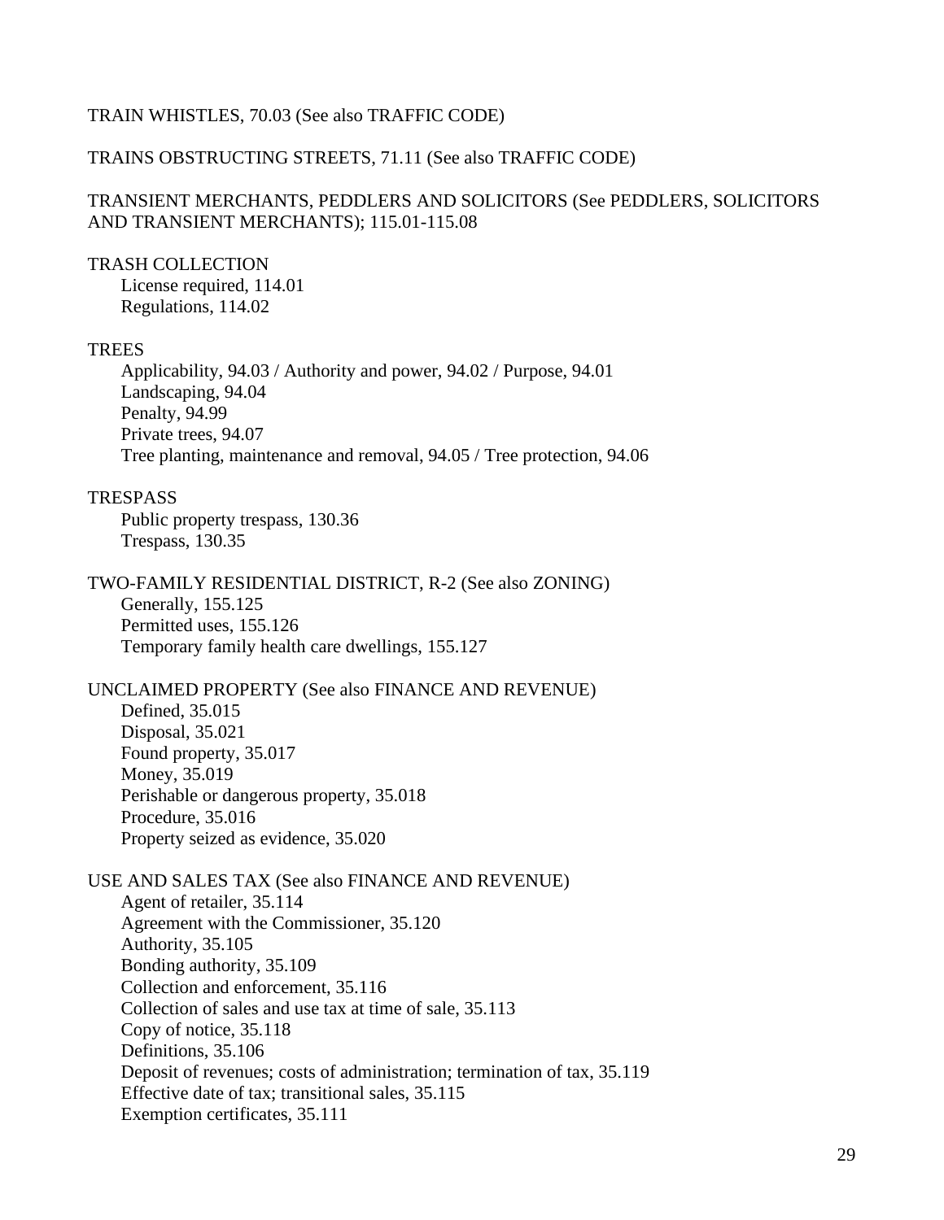TRAIN WHISTLES, 70.03 (See also TRAFFIC CODE)

TRAINS OBSTRUCTING STREETS, 71.11 (See also TRAFFIC CODE)

TRANSIENT MERCHANTS, PEDDLERS AND SOLICITORS (See PEDDLERS, SOLICITORS AND TRANSIENT MERCHANTS); 115.01-115.08

TRASH COLLECTION

- License required, 114.01
- Regulations, 114.02

TREES

- Applicability, 94.03 / Authority and power, 94.02 / Purpose, 94.01
- Landscaping, 94.04
- Penalty, 94.99
- Private trees, 94.07
- Tree planting, maintenance and removal, 94.05 / Tree protection, 94.06

TRESPASS

- Public property trespass, 130.36
- Trespass, 130.35

TWO-FAMILY RESIDENTIAL DISTRICT, R-2 (See also ZONING)

- Generally, 155.125
- Permitted uses, 155.126
- Temporary family health care dwellings, 155.127

UNCLAIMED PROPERTY (See also FINANCE AND REVENUE)

- Defined, 35.015
- Disposal, 35.021
- Found property, 35.017
- Money, 35.019
- Perishable or dangerous property, 35.018
- Procedure, 35.016
- Property seized as evidence, 35.020

USE AND SALES TAX (See also FINANCE AND REVENUE)

- Agent of retailer, 35.114
- Agreement with the Commissioner, 35.120
- Authority, 35.105
- Bonding authority, 35.109
- Collection and enforcement, 35.116
- Collection of sales and use tax at time of sale, 35.113
- Copy of notice, 35.118
- Definitions, 35.106
- Deposit of revenues; costs of administration; termination of tax, 35.119
- Effective date of tax; transitional sales, 35.115
- Exemption certificates, 35.111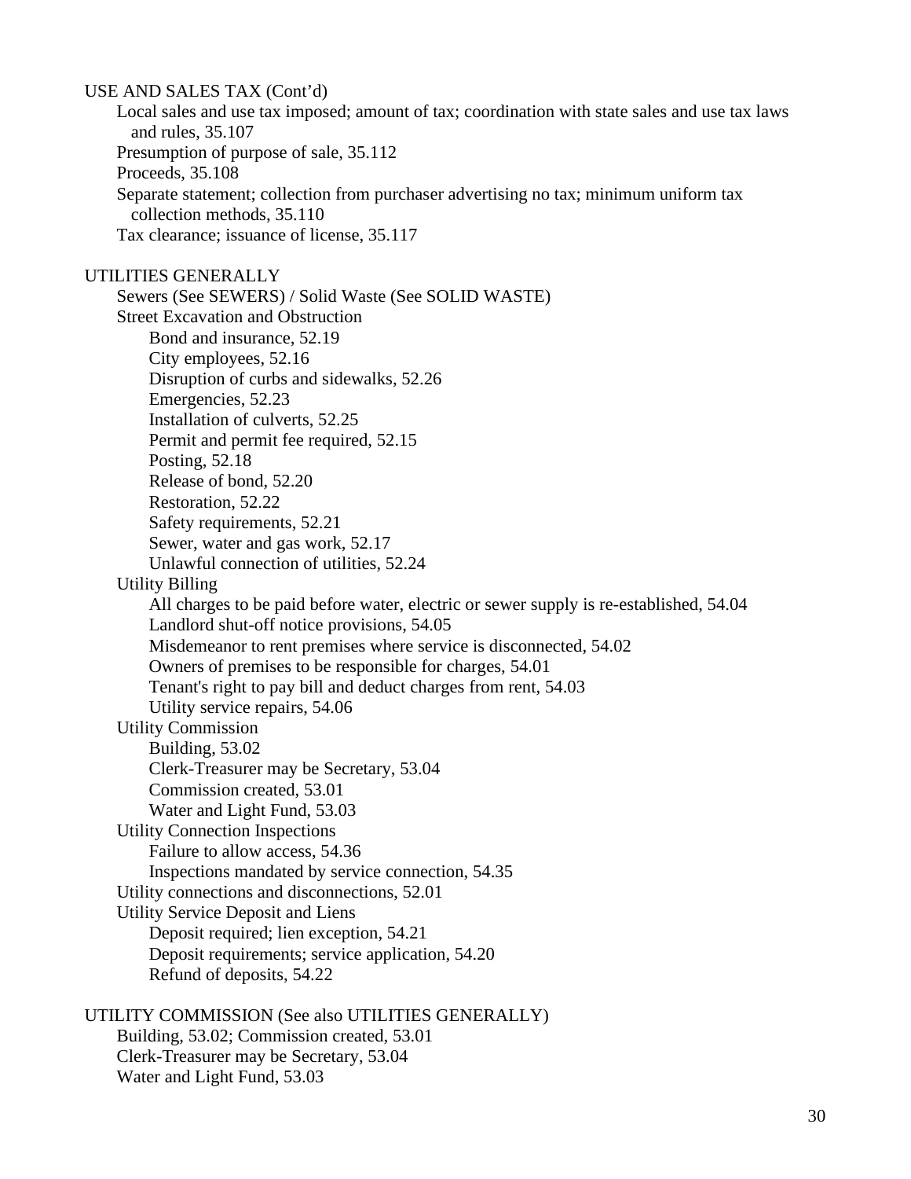USE AND SALES TAX (Cont'd)

- Local sales and use tax imposed; amount of tax; coordination with state sales and use tax laws and rules, 35.107
- Presumption of purpose of sale, 35.112
- Proceeds, 35.108
- Separate statement; collection from purchaser advertising no tax; minimum uniform tax collection methods, 35.110
- Tax clearance; issuance of license, 35.117

UTILITIES GENERALLY

- Sewers (See SEWERS) / Solid Waste (See SOLID WASTE)
- Street Excavation and Obstruction
  - Bond and insurance, 52.19
  - City employees, 52.16
  - Disruption of curbs and sidewalks, 52.26
  - Emergencies, 52.23
  - Installation of culverts, 52.25
  - Permit and permit fee required, 52.15
  - Posting, 52.18
  - Release of bond, 52.20
  - Restoration, 52.22
  - Safety requirements, 52.21
  - Sewer, water and gas work, 52.17
  - Unlawful connection of utilities, 52.24
- Utility Billing
  - All charges to be paid before water, electric or sewer supply is re-established, 54.04
  - Landlord shut-off notice provisions, 54.05
  - Misdemeanor to rent premises where service is disconnected, 54.02
  - Owners of premises to be responsible for charges, 54.01
  - Tenant's right to pay bill and deduct charges from rent, 54.03
  - Utility service repairs, 54.06
- Utility Commission
  - Building, 53.02
  - Clerk-Treasurer may be Secretary, 53.04
  - Commission created, 53.01
  - Water and Light Fund, 53.03
- Utility Connection Inspections
  - Failure to allow access, 54.36
  - Inspections mandated by service connection, 54.35
- Utility connections and disconnections, 52.01
- Utility Service Deposit and Liens
  - Deposit required; lien exception, 54.21
  - Deposit requirements; service application, 54.20
  - Refund of deposits, 54.22

UTILITY COMMISSION (See also UTILITIES GENERALLY)

- Building, 53.02; Commission created, 53.01
- Clerk-Treasurer may be Secretary, 53.04
- Water and Light Fund, 53.03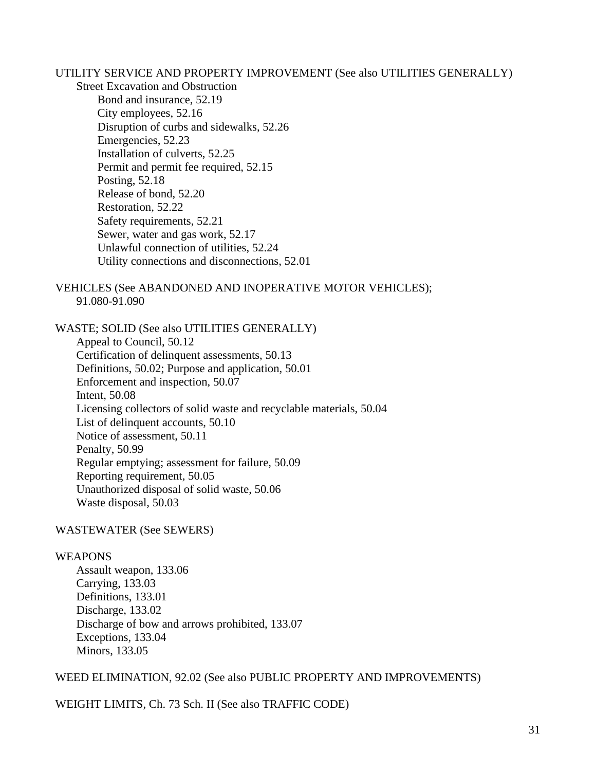UTILITY SERVICE AND PROPERTY IMPROVEMENT (See also UTILITIES GENERALLY)

- Street Excavation and Obstruction
  - Bond and insurance, 52.19
  - City employees, 52.16
  - Disruption of curbs and sidewalks, 52.26
  - Emergencies, 52.23
  - Installation of culverts, 52.25
  - Permit and permit fee required, 52.15
  - Posting, 52.18
  - Release of bond, 52.20
  - Restoration, 52.22
  - Safety requirements, 52.21
  - Sewer, water and gas work, 52.17
  - Unlawful connection of utilities, 52.24
  - Utility connections and disconnections, 52.01

VEHICLES (See ABANDONED AND INOPERATIVE MOTOR VEHICLES); 91.080-91.090

WASTE; SOLID (See also UTILITIES GENERALLY)

- Appeal to Council, 50.12
- Certification of delinquent assessments, 50.13
- Definitions, 50.02; Purpose and application, 50.01
- Enforcement and inspection, 50.07
- Intent, 50.08
- Licensing collectors of solid waste and recyclable materials, 50.04
- List of delinquent accounts, 50.10
- Notice of assessment, 50.11
- Penalty, 50.99
- Regular emptying; assessment for failure, 50.09
- Reporting requirement, 50.05
- Unauthorized disposal of solid waste, 50.06
- Waste disposal, 50.03

WASTEWATER (See SEWERS)

WEAPONS

- Assault weapon, 133.06
- Carrying, 133.03
- Definitions, 133.01
- Discharge, 133.02
- Discharge of bow and arrows prohibited, 133.07
- Exceptions, 133.04
- Minors, 133.05

WEED ELIMINATION, 92.02 (See also PUBLIC PROPERTY AND IMPROVEMENTS)

WEIGHT LIMITS, Ch. 73 Sch. II (See also TRAFFIC CODE)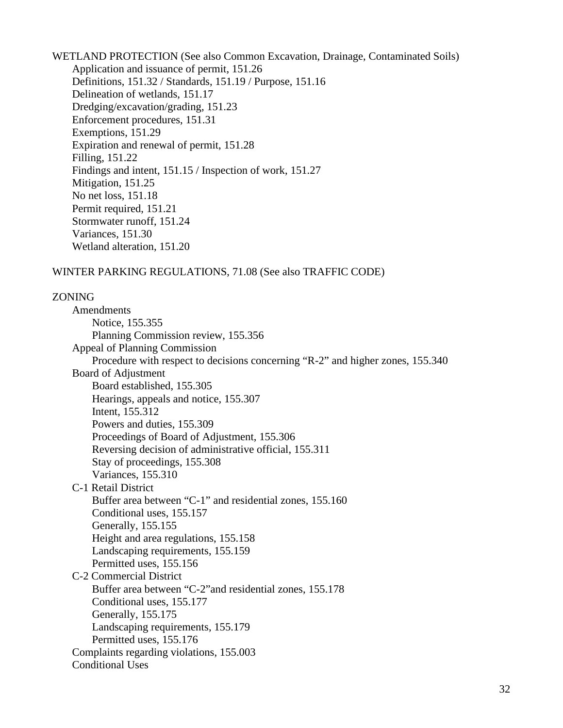WETLAND PROTECTION (See also Common Excavation, Drainage, Contaminated Soils)
- Application and issuance of permit, 151.26
- Definitions, 151.32 / Standards, 151.19 / Purpose, 151.16
- Delineation of wetlands, 151.17
- Dredging/excavation/grading, 151.23
- Enforcement procedures, 151.31
- Exemptions, 151.29
- Expiration and renewal of permit, 151.28
- Filling, 151.22
- Findings and intent, 151.15 / Inspection of work, 151.27
- Mitigation, 151.25
- No net loss, 151.18
- Permit required, 151.21
- Stormwater runoff, 151.24
- Variances, 151.30
- Wetland alteration, 151.20

WINTER PARKING REGULATIONS, 71.08 (See also TRAFFIC CODE)

ZONING
- Amendments
  - Notice, 155.355
  - Planning Commission review, 155.356
- Appeal of Planning Commission
  - Procedure with respect to decisions concerning “R-2” and higher zones, 155.340
- Board of Adjustment
  - Board established, 155.305
  - Hearings, appeals and notice, 155.307
  - Intent, 155.312
  - Powers and duties, 155.309
  - Proceedings of Board of Adjustment, 155.306
  - Reversing decision of administrative official, 155.311
  - Stay of proceedings, 155.308
  - Variances, 155.310
- C-1 Retail District
  - Buffer area between “C-1” and residential zones, 155.160
  - Conditional uses, 155.157
  - Generally, 155.155
  - Height and area regulations, 155.158
  - Landscaping requirements, 155.159
  - Permitted uses, 155.156
- C-2 Commercial District
  - Buffer area between “C-2”and residential zones, 155.178
  - Conditional uses, 155.177
  - Generally, 155.175
  - Landscaping requirements, 155.179
  - Permitted uses, 155.176
- Complaints regarding violations, 155.003
- Conditional Uses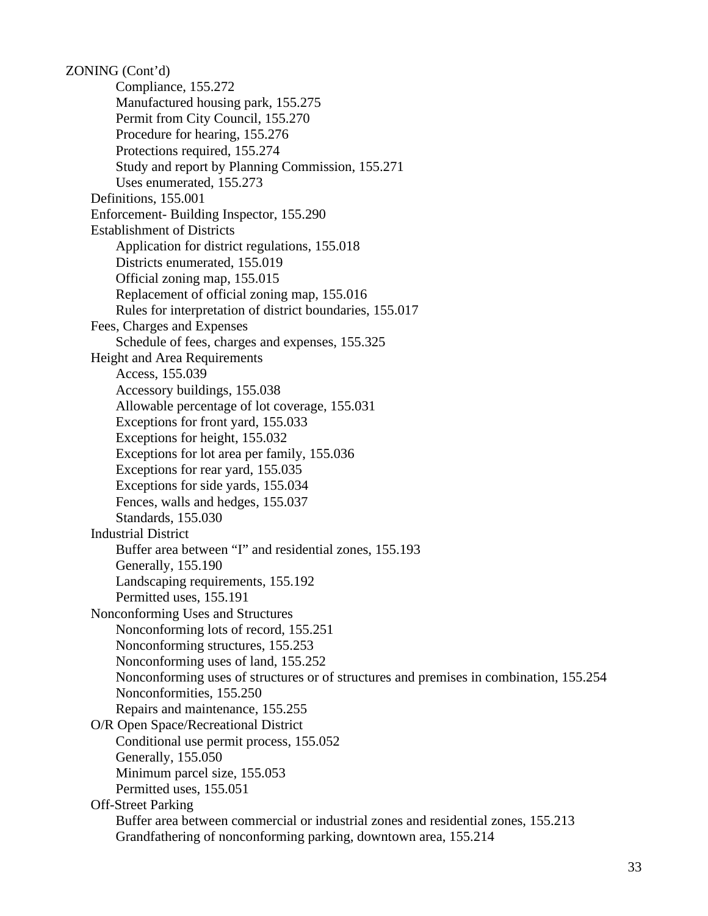ZONING (Cont'd)

- Compliance, 155.272
- Manufactured housing park, 155.275
- Permit from City Council, 155.270
- Procedure for hearing, 155.276
- Protections required, 155.274
- Study and report by Planning Commission, 155.271
- Uses enumerated, 155.273

Definitions, 155.001

Enforcement- Building Inspector, 155.290

Establishment of Districts

- Application for district regulations, 155.018
- Districts enumerated, 155.019
- Official zoning map, 155.015
- Replacement of official zoning map, 155.016
- Rules for interpretation of district boundaries, 155.017

Fees, Charges and Expenses

- Schedule of fees, charges and expenses, 155.325

Height and Area Requirements

- Access, 155.039
- Accessory buildings, 155.038
- Allowable percentage of lot coverage, 155.031
- Exceptions for front yard, 155.033
- Exceptions for height, 155.032
- Exceptions for lot area per family, 155.036
- Exceptions for rear yard, 155.035
- Exceptions for side yards, 155.034
- Fences, walls and hedges, 155.037
- Standards, 155.030

Industrial District

- Buffer area between "I" and residential zones, 155.193
- Generally, 155.190
- Landscaping requirements, 155.192
- Permitted uses, 155.191

Nonconforming Uses and Structures

- Nonconforming lots of record, 155.251
- Nonconforming structures, 155.253
- Nonconforming uses of land, 155.252
- Nonconforming uses of structures or of structures and premises in combination, 155.254
- Nonconformities, 155.250
- Repairs and maintenance, 155.255

O/R Open Space/Recreational District

- Conditional use permit process, 155.052
- Generally, 155.050
- Minimum parcel size, 155.053
- Permitted uses, 155.051

Off-Street Parking

- Buffer area between commercial or industrial zones and residential zones, 155.213
- Grandfathering of nonconforming parking, downtown area, 155.214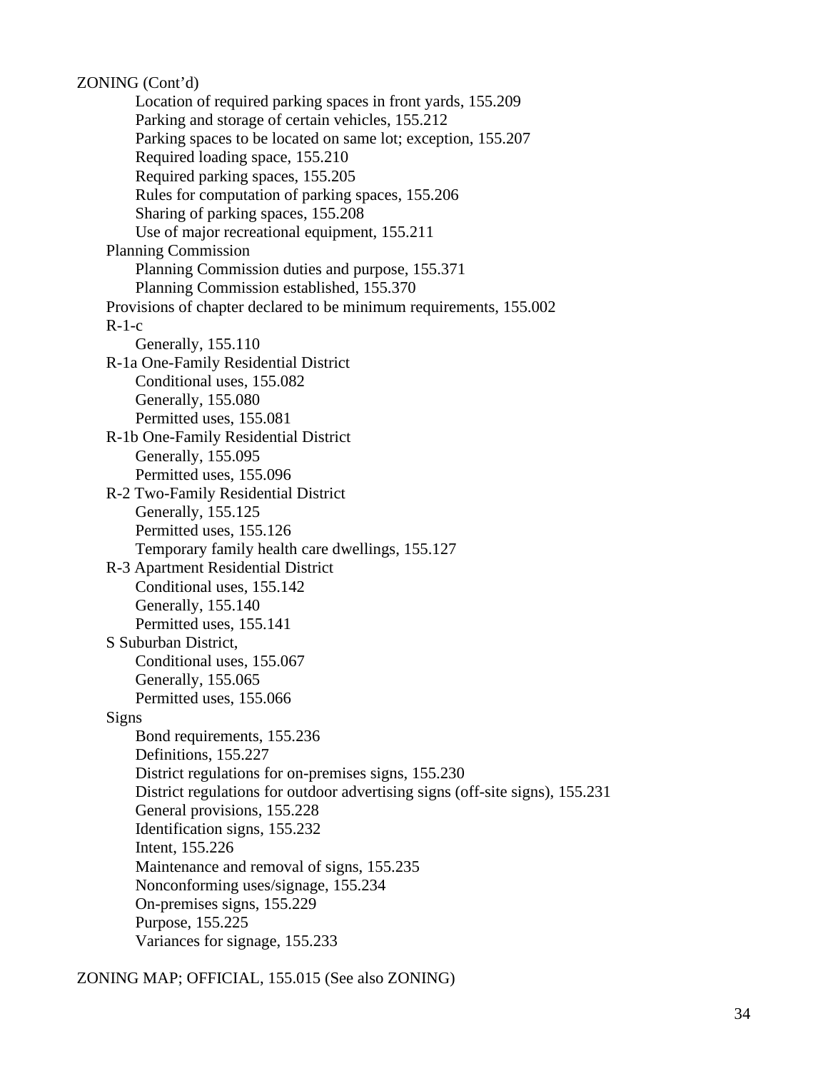ZONING (Cont'd)

- Location of required parking spaces in front yards, 155.209
- Parking and storage of certain vehicles, 155.212
- Parking spaces to be located on same lot; exception, 155.207
- Required loading space, 155.210
- Required parking spaces, 155.205
- Rules for computation of parking spaces, 155.206
- Sharing of parking spaces, 155.208
- Use of major recreational equipment, 155.211

Planning Commission

- Planning Commission duties and purpose, 155.371
- Planning Commission established, 155.370

Provisions of chapter declared to be minimum requirements, 155.002

R-1-c

- Generally, 155.110

R-1a One-Family Residential District

- Conditional uses, 155.082
- Generally, 155.080
- Permitted uses, 155.081

R-1b One-Family Residential District

- Generally, 155.095
- Permitted uses, 155.096

R-2 Two-Family Residential District

- Generally, 155.125
- Permitted uses, 155.126
- Temporary family health care dwellings, 155.127

R-3 Apartment Residential District

- Conditional uses, 155.142
- Generally, 155.140
- Permitted uses, 155.141

S Suburban District,

- Conditional uses, 155.067
- Generally, 155.065
- Permitted uses, 155.066

Signs

- Bond requirements, 155.236
- Definitions, 155.227
- District regulations for on-premises signs, 155.230
- District regulations for outdoor advertising signs (off-site signs), 155.231
- General provisions, 155.228
- Identification signs, 155.232
- Intent, 155.226
- Maintenance and removal of signs, 155.235
- Nonconforming uses/signage, 155.234
- On-premises signs, 155.229
- Purpose, 155.225
- Variances for signage, 155.233

ZONING MAP; OFFICIAL, 155.015 (See also ZONING)